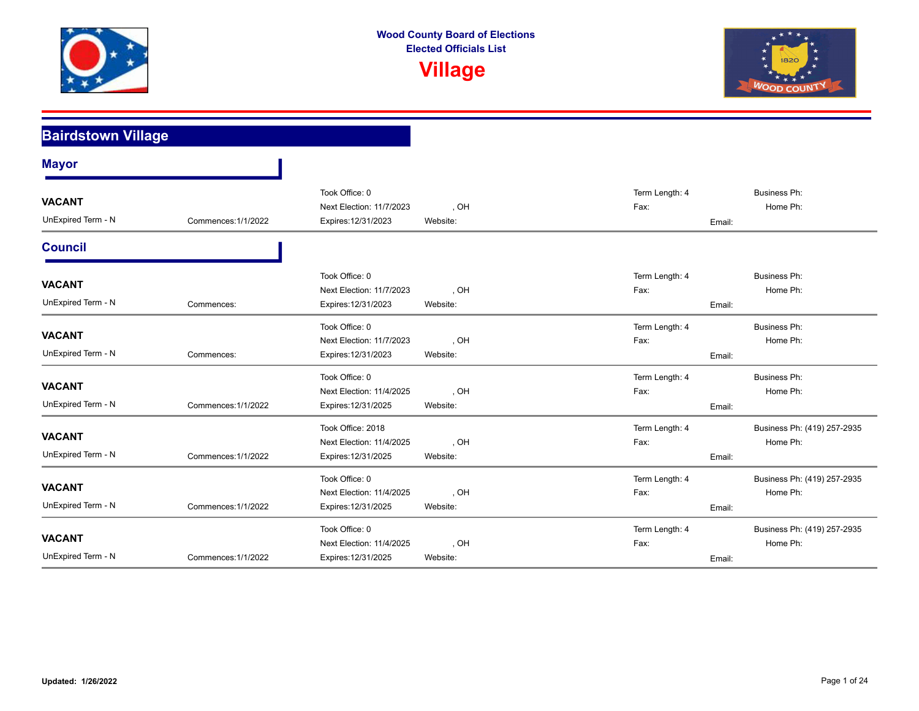# Wood County Board of Elections
## Elected Officials List
# Village

## Bairdstown Village

### Mayor

**VACANT**
UnExpired Term - N | Commences:1/1/2022
Took Office: 0
Next Election: 11/7/2023 | , OH
Expires:12/31/2023 | Website:
Term Length: 4
Fax:
Business Ph:
Home Ph:
Email:

### Council

**VACANT**
UnExpired Term - N | Commences:
Took Office: 0
Next Election: 11/7/2023 | , OH
Expires:12/31/2023 | Website:
Term Length: 4
Fax:
Business Ph:
Home Ph:
Email:

**VACANT**
UnExpired Term - N | Commences:
Took Office: 0
Next Election: 11/7/2023 | , OH
Expires:12/31/2023 | Website:
Term Length: 4
Fax:
Business Ph:
Home Ph:
Email:

**VACANT**
UnExpired Term - N | Commences:1/1/2022
Took Office: 0
Next Election: 11/4/2025 | , OH
Expires:12/31/2025 | Website:
Term Length: 4
Fax:
Business Ph:
Home Ph:
Email:

**VACANT**
UnExpired Term - N | Commences:1/1/2022
Took Office: 2018
Next Election: 11/4/2025 | , OH
Expires:12/31/2025 | Website:
Term Length: 4
Fax:
Business Ph: (419) 257-2935
Home Ph:
Email:

**VACANT**
UnExpired Term - N | Commences:1/1/2022
Took Office: 0
Next Election: 11/4/2025 | , OH
Expires:12/31/2025 | Website:
Term Length: 4
Fax:
Business Ph: (419) 257-2935
Home Ph:
Email:

**VACANT**
UnExpired Term - N | Commences:1/1/2022
Took Office: 0
Next Election: 11/4/2025 | , OH
Expires:12/31/2025 | Website:
Term Length: 4
Fax:
Business Ph: (419) 257-2935
Home Ph:
Email:

**Updated: 1/26/2022**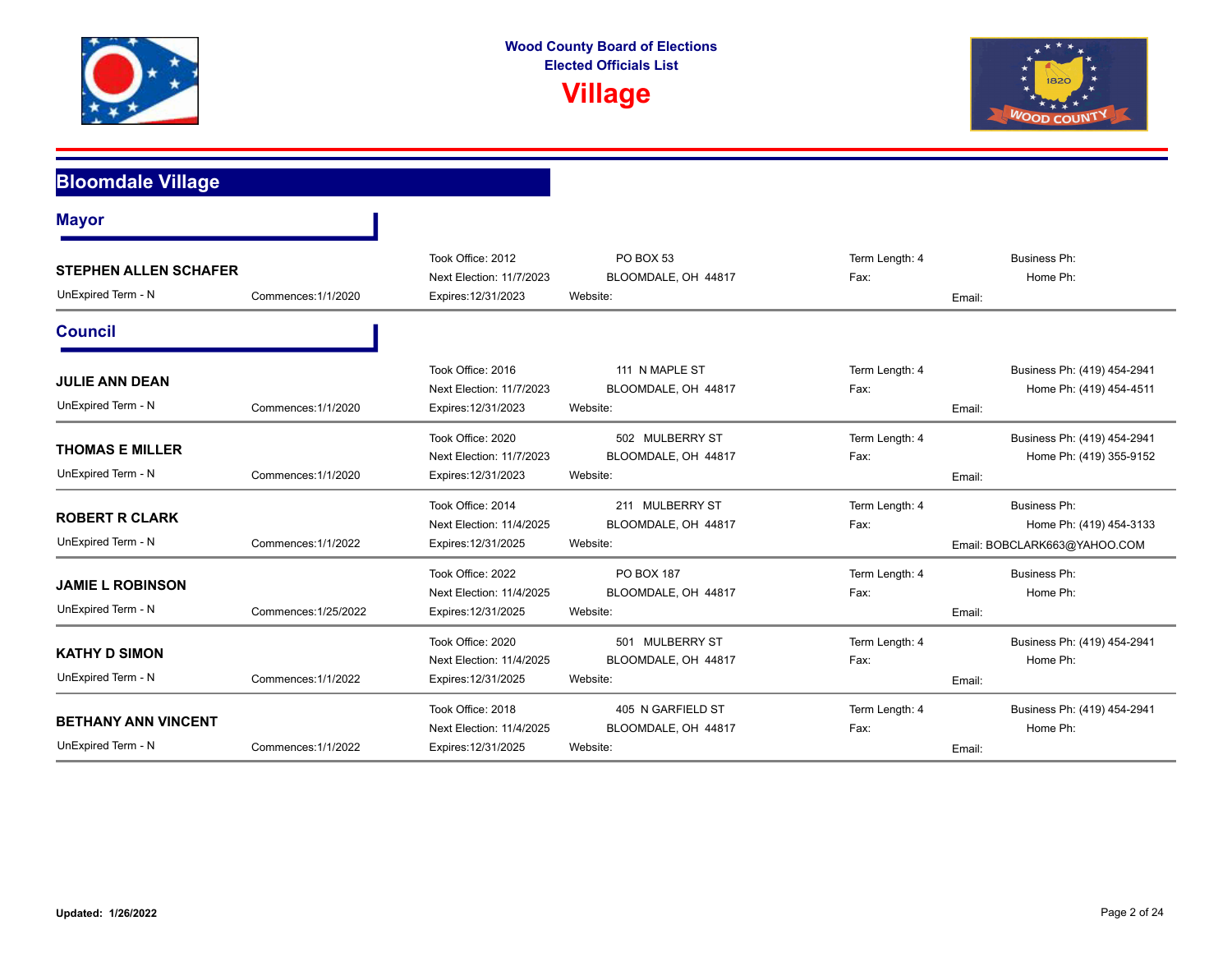# Wood County Board of Elections
## Elected Officials List
# Village

## Bloomdale Village

### Mayor

| Name | Term Info | Address | Term Length / Fax | Phone / Email |
|---|---|---|---|---|
| **STEPHEN ALLEN SCHAFER**<br>UnExpired Term - N<br>Commences:1/1/2020 | Took Office: 2012<br>Next Election: 11/7/2023<br>Expires:12/31/2023 | PO BOX 53<br>BLOOMDALE, OH 44817<br>Website: | Term Length: 4<br>Fax: | Business Ph:<br>Home Ph:<br>Email: |

### Council

| Name | Term Info | Address | Term Length / Fax | Phone / Email |
|---|---|---|---|---|
| **JULIE ANN DEAN**<br>UnExpired Term - N<br>Commences:1/1/2020 | Took Office: 2016<br>Next Election: 11/7/2023<br>Expires:12/31/2023 | 111 N MAPLE ST<br>BLOOMDALE, OH 44817<br>Website: | Term Length: 4<br>Fax: | Business Ph: (419) 454-2941<br>Home Ph: (419) 454-4511<br>Email: |
| **THOMAS E MILLER**<br>UnExpired Term - N<br>Commences:1/1/2020 | Took Office: 2020<br>Next Election: 11/7/2023<br>Expires:12/31/2023 | 502 MULBERRY ST<br>BLOOMDALE, OH 44817<br>Website: | Term Length: 4<br>Fax: | Business Ph: (419) 454-2941<br>Home Ph: (419) 355-9152<br>Email: |
| **ROBERT R CLARK**<br>UnExpired Term - N<br>Commences:1/1/2022 | Took Office: 2014<br>Next Election: 11/4/2025<br>Expires:12/31/2025 | 211 MULBERRY ST<br>BLOOMDALE, OH 44817<br>Website: | Term Length: 4<br>Fax: | Business Ph:<br>Home Ph: (419) 454-3133<br>Email: BOBCLARK663@YAHOO.COM |
| **JAMIE L ROBINSON**<br>UnExpired Term - N<br>Commences:1/25/2022 | Took Office: 2022<br>Next Election: 11/4/2025<br>Expires:12/31/2025 | PO BOX 187<br>BLOOMDALE, OH 44817<br>Website: | Term Length: 4<br>Fax: | Business Ph:<br>Home Ph:<br>Email: |
| **KATHY D SIMON**<br>UnExpired Term - N<br>Commences:1/1/2022 | Took Office: 2020<br>Next Election: 11/4/2025<br>Expires:12/31/2025 | 501 MULBERRY ST<br>BLOOMDALE, OH 44817<br>Website: | Term Length: 4<br>Fax: | Business Ph: (419) 454-2941<br>Home Ph:<br>Email: |
| **BETHANY ANN VINCENT**<br>UnExpired Term - N<br>Commences:1/1/2022 | Took Office: 2018<br>Next Election: 11/4/2025<br>Expires:12/31/2025 | 405 N GARFIELD ST<br>BLOOMDALE, OH 44817<br>Website: | Term Length: 4<br>Fax: | Business Ph: (419) 454-2941<br>Home Ph:<br>Email: |

**Updated: 1/26/2022**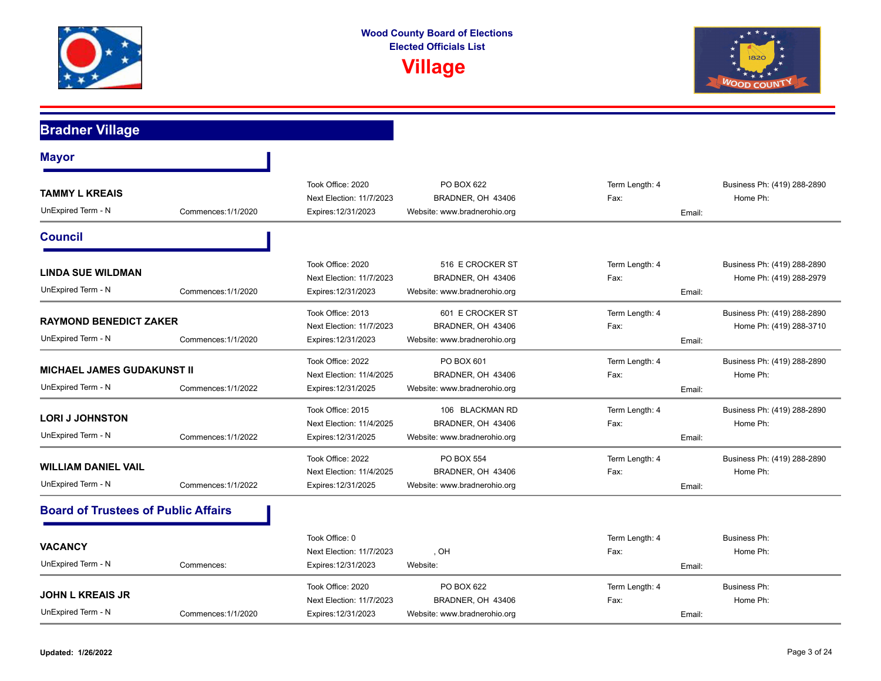# Wood County Board of Elections
## Elected Officials List
# Village

## Bradner Village

### Mayor

**TAMMY L KREAIS**
UnExpired Term - N | Commences:1/1/2020
Took Office: 2020 | Next Election: 11/7/2023 | Expires:12/31/2023
PO BOX 622, BRADNER, OH 43406 | Website: www.bradnerohio.org
Term Length: 4 | Fax: | Email:
Business Ph: (419) 288-2890 | Home Ph:

### Council

**LINDA SUE WILDMAN**
UnExpired Term - N | Commences:1/1/2020
Took Office: 2020 | Next Election: 11/7/2023 | Expires:12/31/2023
516 E CROCKER ST, BRADNER, OH 43406 | Website: www.bradnerohio.org
Term Length: 4 | Fax: | Email:
Business Ph: (419) 288-2890 | Home Ph: (419) 288-2979

**RAYMOND BENEDICT ZAKER**
UnExpired Term - N | Commences:1/1/2020
Took Office: 2013 | Next Election: 11/7/2023 | Expires:12/31/2023
601 E CROCKER ST, BRADNER, OH 43406 | Website: www.bradnerohio.org
Term Length: 4 | Fax: | Email:
Business Ph: (419) 288-2890 | Home Ph: (419) 288-3710

**MICHAEL JAMES GUDAKUNST II**
UnExpired Term - N | Commences:1/1/2022
Took Office: 2022 | Next Election: 11/4/2025 | Expires:12/31/2025
PO BOX 601, BRADNER, OH 43406 | Website: www.bradnerohio.org
Term Length: 4 | Fax: | Email:
Business Ph: (419) 288-2890 | Home Ph:

**LORI J JOHNSTON**
UnExpired Term - N | Commences:1/1/2022
Took Office: 2015 | Next Election: 11/4/2025 | Expires:12/31/2025
106 BLACKMAN RD, BRADNER, OH 43406 | Website: www.bradnerohio.org
Term Length: 4 | Fax: | Email:
Business Ph: (419) 288-2890 | Home Ph:

**WILLIAM DANIEL VAIL**
UnExpired Term - N | Commences:1/1/2022
Took Office: 2022 | Next Election: 11/4/2025 | Expires:12/31/2025
PO BOX 554, BRADNER, OH 43406 | Website: www.bradnerohio.org
Term Length: 4 | Fax: | Email:
Business Ph: (419) 288-2890 | Home Ph:

### Board of Trustees of Public Affairs

**VACANCY**
UnExpired Term - N | Commences:
Took Office: 0 | Next Election: 11/7/2023 | Expires:12/31/2023
, OH | Website:
Term Length: 4 | Fax: | Email:
Business Ph: | Home Ph:

**JOHN L KREAIS JR**
UnExpired Term - N | Commences:1/1/2020
Took Office: 2020 | Next Election: 11/7/2023 | Expires:12/31/2023
PO BOX 622, BRADNER, OH 43406 | Website: www.bradnerohio.org
Term Length: 4 | Fax: | Email:
Business Ph: | Home Ph:

**Updated: 1/26/2022**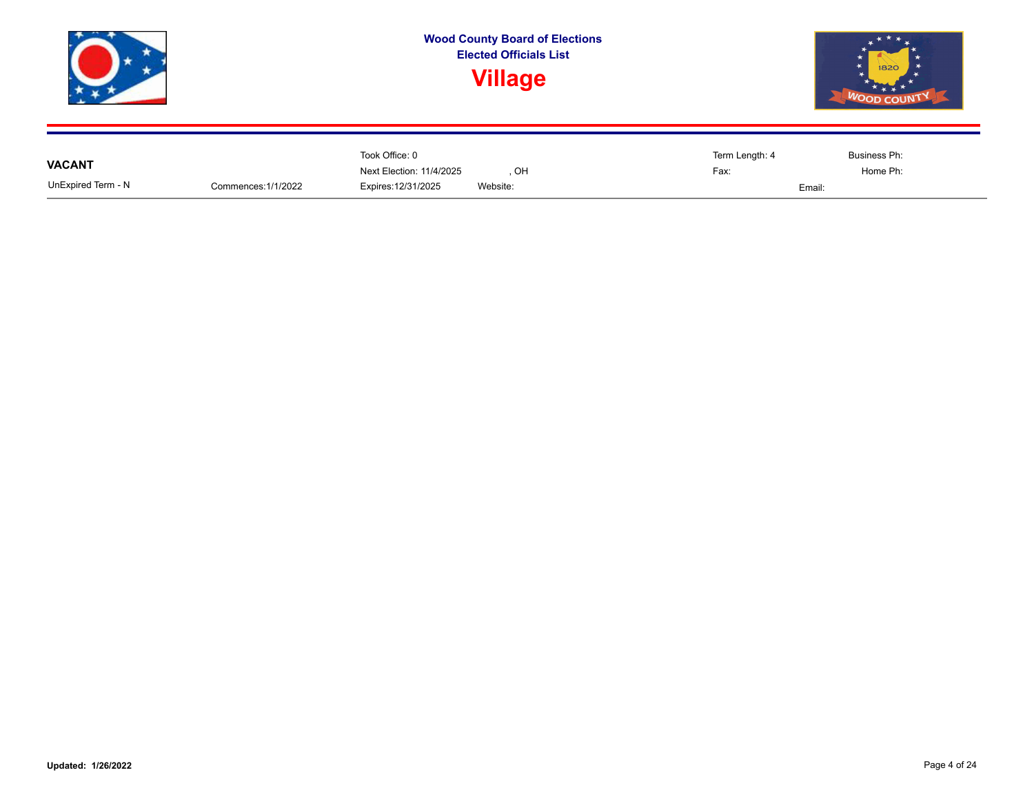**Wood County Board of Elections**
**Elected Officials List**

# Village

**VACANT**

| | | | | | |
|---|---|---|---|---|---|
| | | Took Office: 0 | | Term Length: 4 | Business Ph: |
| | | Next Election: 11/4/2025 | , OH | Fax: | Home Ph: |
| UnExpired Term - N | Commences:1/1/2022 | Expires:12/31/2025 | Website: | | Email: |

**Updated: 1/26/2022**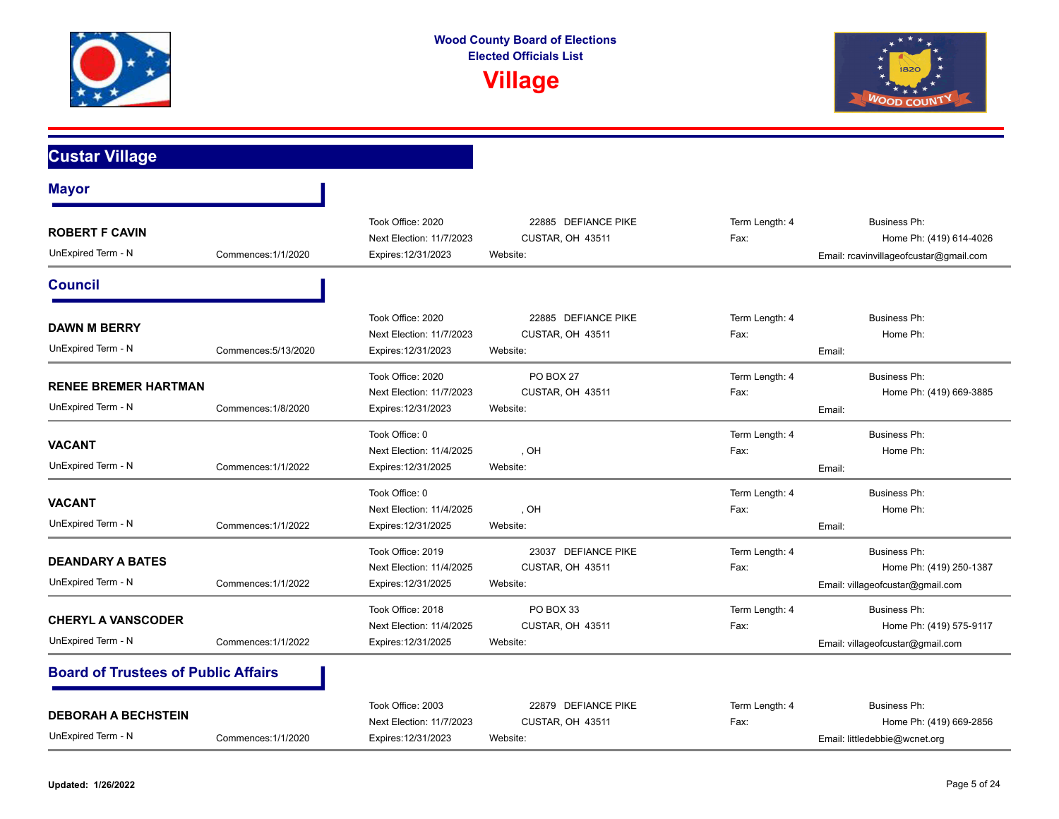**Wood County Board of Elections**
**Elected Officials List**

# Village

## Custar Village

### Mayor

| Name | | Term Info | Address | Term/Fax | Contact |
|---|---|---|---|---|---|
| **ROBERT F CAVIN** | | Took Office: 2020 | 22885 DEFIANCE PIKE | Term Length: 4 | Business Ph: |
| | | Next Election: 11/7/2023 | CUSTAR, OH 43511 | Fax: | Home Ph: (419) 614-4026 |
| UnExpired Term - N | Commences:1/1/2020 | Expires:12/31/2023 | Website: | | Email: rcavinvillageofcustar@gmail.com |

### Council

| Name | | Term Info | Address | Term/Fax | Contact |
|---|---|---|---|---|---|
| **DAWN M BERRY** | | Took Office: 2020 | 22885 DEFIANCE PIKE | Term Length: 4 | Business Ph: |
| | | Next Election: 11/7/2023 | CUSTAR, OH 43511 | Fax: | Home Ph: |
| UnExpired Term - N | Commences:5/13/2020 | Expires:12/31/2023 | Website: | | Email: |
| **RENEE BREMER HARTMAN** | | Took Office: 2020 | PO BOX 27 | Term Length: 4 | Business Ph: |
| | | Next Election: 11/7/2023 | CUSTAR, OH 43511 | Fax: | Home Ph: (419) 669-3885 |
| UnExpired Term - N | Commences:1/8/2020 | Expires:12/31/2023 | Website: | | Email: |
| **VACANT** | | Took Office: 0 | | Term Length: 4 | Business Ph: |
| | | Next Election: 11/4/2025 | , OH | Fax: | Home Ph: |
| UnExpired Term - N | Commences:1/1/2022 | Expires:12/31/2025 | Website: | | Email: |
| **VACANT** | | Took Office: 0 | | Term Length: 4 | Business Ph: |
| | | Next Election: 11/4/2025 | , OH | Fax: | Home Ph: |
| UnExpired Term - N | Commences:1/1/2022 | Expires:12/31/2025 | Website: | | Email: |
| **DEANDARY A BATES** | | Took Office: 2019 | 23037 DEFIANCE PIKE | Term Length: 4 | Business Ph: |
| | | Next Election: 11/4/2025 | CUSTAR, OH 43511 | Fax: | Home Ph: (419) 250-1387 |
| UnExpired Term - N | Commences:1/1/2022 | Expires:12/31/2025 | Website: | | Email: villageofcustar@gmail.com |
| **CHERYL A VANSCODER** | | Took Office: 2018 | PO BOX 33 | Term Length: 4 | Business Ph: |
| | | Next Election: 11/4/2025 | CUSTAR, OH 43511 | Fax: | Home Ph: (419) 575-9117 |
| UnExpired Term - N | Commences:1/1/2022 | Expires:12/31/2025 | Website: | | Email: villageofcustar@gmail.com |

### Board of Trustees of Public Affairs

| Name | | Term Info | Address | Term/Fax | Contact |
|---|---|---|---|---|---|
| **DEBORAH A BECHSTEIN** | | Took Office: 2003 | 22879 DEFIANCE PIKE | Term Length: 4 | Business Ph: |
| | | Next Election: 11/7/2023 | CUSTAR, OH 43511 | Fax: | Home Ph: (419) 669-2856 |
| UnExpired Term - N | Commences:1/1/2020 | Expires:12/31/2023 | Website: | | Email: littledebbie@wcnet.org |

**Updated: 1/26/2022**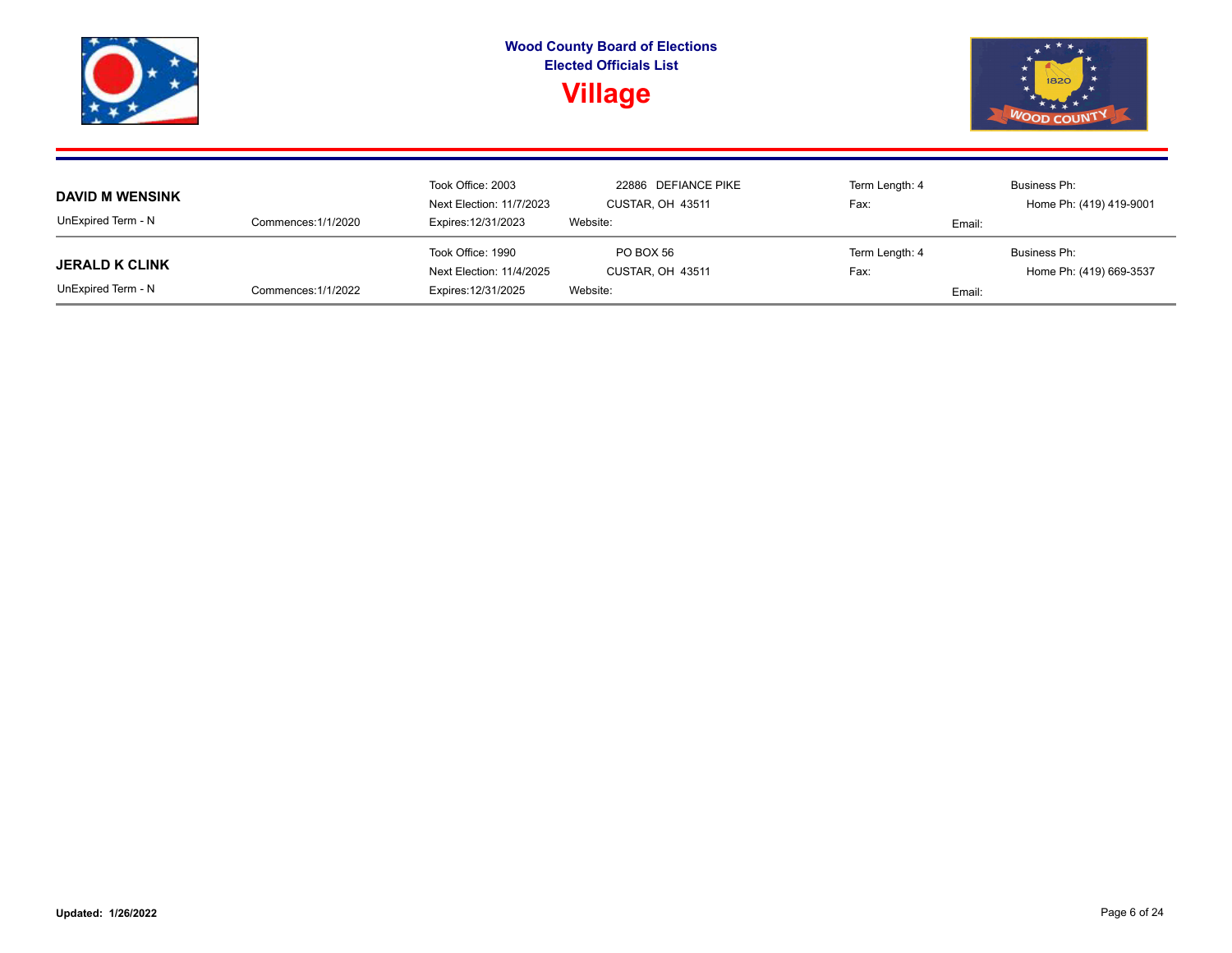**Wood County Board of Elections**
**Elected Officials List**

# Village

---

**DAVID M WENSINK**

| | | | | |
|---|---|---|---|---|
| UnExpired Term - N | Took Office: 2003 | 22886 DEFIANCE PIKE | Term Length: 4 | Business Ph: |
| Commences:1/1/2020 | Next Election: 11/7/2023 | CUSTAR, OH 43511 | Fax: | Home Ph: (419) 419-9001 |
| | Expires:12/31/2023 | Website: | Email: | |

---

**JERALD K CLINK**

| | | | | |
|---|---|---|---|---|
| UnExpired Term - N | Took Office: 1990 | PO BOX 56 | Term Length: 4 | Business Ph: |
| Commences:1/1/2022 | Next Election: 11/4/2025 | CUSTAR, OH 43511 | Fax: | Home Ph: (419) 669-3537 |
| | Expires:12/31/2025 | Website: | Email: | |

---

**Updated: 1/26/2022**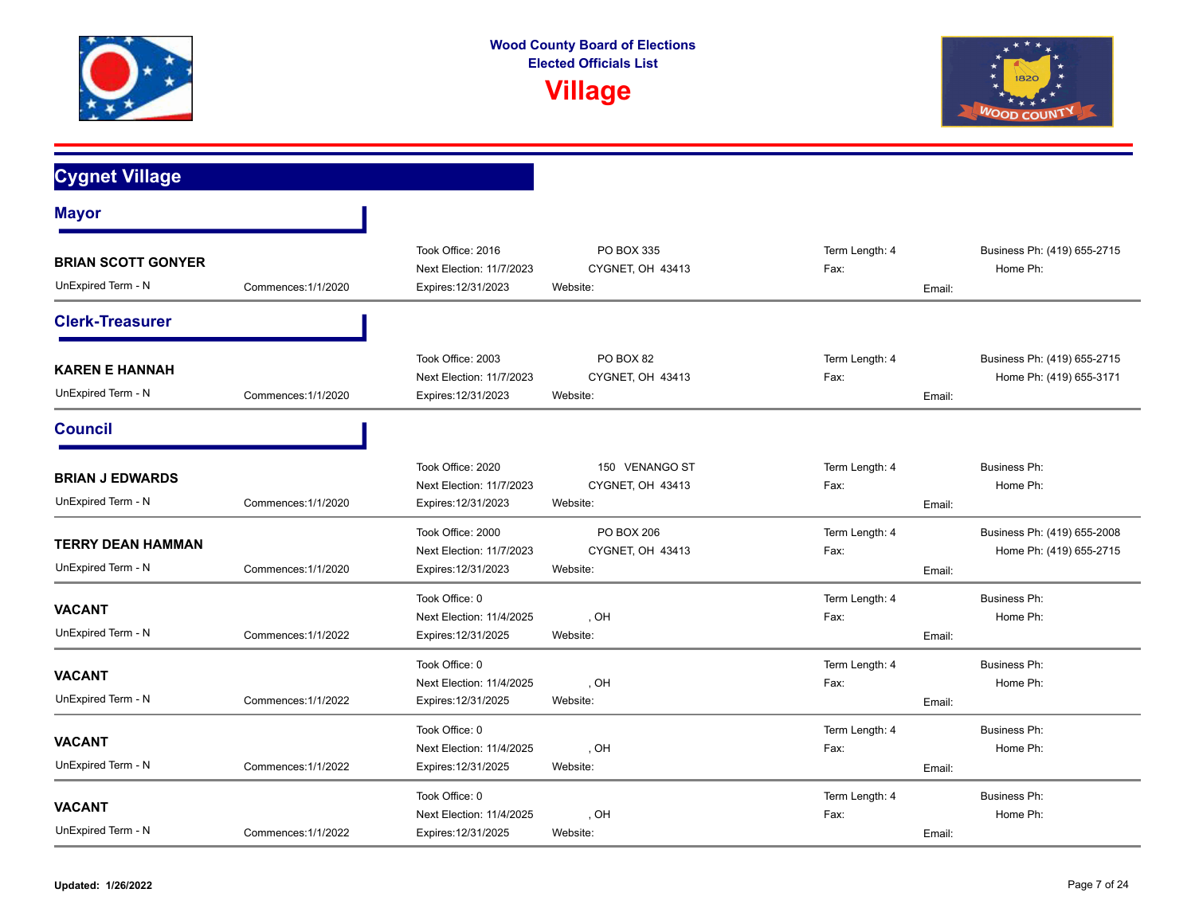**Wood County Board of Elections**
**Elected Officials List**

# Village

## Cygnet Village

### Mayor

**BRIAN SCOTT GONYER**
UnExpired Term - N | Commences:1/1/2020
Took Office: 2016 | Next Election: 11/7/2023 | Expires:12/31/2023
PO BOX 335
CYGNET, OH 43413
Website:
Term Length: 4
Fax:
Email:
Business Ph: (419) 655-2715
Home Ph:

### Clerk-Treasurer

**KAREN E HANNAH**
UnExpired Term - N | Commences:1/1/2020
Took Office: 2003 | Next Election: 11/7/2023 | Expires:12/31/2023
PO BOX 82
CYGNET, OH 43413
Website:
Term Length: 4
Fax:
Email:
Business Ph: (419) 655-2715
Home Ph: (419) 655-3171

### Council

**BRIAN J EDWARDS**
UnExpired Term - N | Commences:1/1/2020
Took Office: 2020 | Next Election: 11/7/2023 | Expires:12/31/2023
150 VENANGO ST
CYGNET, OH 43413
Website:
Term Length: 4
Fax:
Email:
Business Ph:
Home Ph:

**TERRY DEAN HAMMAN**
UnExpired Term - N | Commences:1/1/2020
Took Office: 2000 | Next Election: 11/7/2023 | Expires:12/31/2023
PO BOX 206
CYGNET, OH 43413
Website:
Term Length: 4
Fax:
Email:
Business Ph: (419) 655-2008
Home Ph: (419) 655-2715

**VACANT**
UnExpired Term - N | Commences:1/1/2022
Took Office: 0 | Next Election: 11/4/2025 | Expires:12/31/2025
, OH
Website:
Term Length: 4
Fax:
Email:
Business Ph:
Home Ph:

**VACANT**
UnExpired Term - N | Commences:1/1/2022
Took Office: 0 | Next Election: 11/4/2025 | Expires:12/31/2025
, OH
Website:
Term Length: 4
Fax:
Email:
Business Ph:
Home Ph:

**VACANT**
UnExpired Term - N | Commences:1/1/2022
Took Office: 0 | Next Election: 11/4/2025 | Expires:12/31/2025
, OH
Website:
Term Length: 4
Fax:
Email:
Business Ph:
Home Ph:

**VACANT**
UnExpired Term - N | Commences:1/1/2022
Took Office: 0 | Next Election: 11/4/2025 | Expires:12/31/2025
, OH
Website:
Term Length: 4
Fax:
Email:
Business Ph:
Home Ph:

**Updated: 1/26/2022**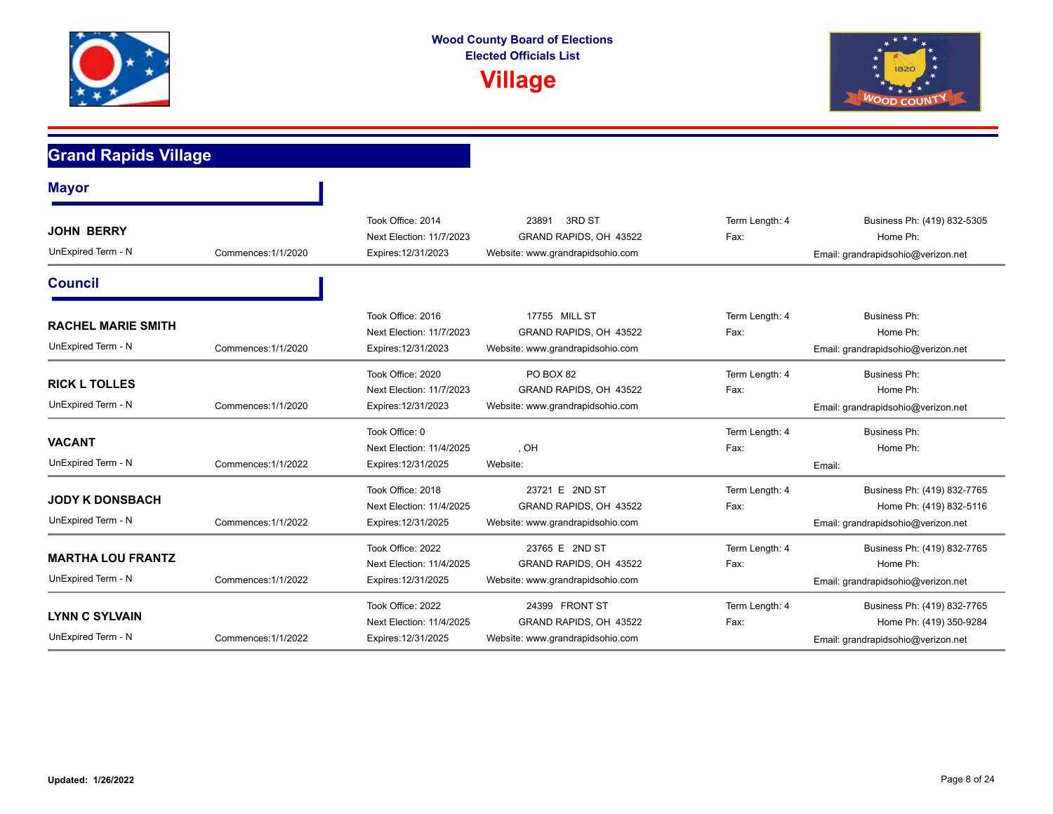# Wood County Board of Elections
## Elected Officials List
# Village

## Grand Rapids Village

### Mayor

**JOHN BERRY**
UnExpired Term - N | Commences:1/1/2020
Took Office: 2014 | Next Election: 11/7/2023 | Expires:12/31/2023
23891 3RD ST, GRAND RAPIDS, OH 43522
Website: www.grandrapidsohio.com
Term Length: 4 | Fax:
Business Ph: (419) 832-5305 | Home Ph:
Email: grandrapidsohio@verizon.net

### Council

**RACHEL MARIE SMITH**
UnExpired Term - N | Commences:1/1/2020
Took Office: 2016 | Next Election: 11/7/2023 | Expires:12/31/2023
17755 MILL ST, GRAND RAPIDS, OH 43522
Website: www.grandrapidsohio.com
Term Length: 4 | Fax:
Business Ph: | Home Ph:
Email: grandrapidsohio@verizon.net

**RICK L TOLLES**
UnExpired Term - N | Commences:1/1/2020
Took Office: 2020 | Next Election: 11/7/2023 | Expires:12/31/2023
PO BOX 82, GRAND RAPIDS, OH 43522
Website: www.grandrapidsohio.com
Term Length: 4 | Fax:
Business Ph: | Home Ph:
Email: grandrapidsohio@verizon.net

**VACANT**
UnExpired Term - N | Commences:1/1/2022
Took Office: 0 | Next Election: 11/4/2025 | Expires:12/31/2025
, OH
Website:
Term Length: 4 | Fax:
Business Ph: | Home Ph:
Email:

**JODY K DONSBACH**
UnExpired Term - N | Commences:1/1/2022
Took Office: 2018 | Next Election: 11/4/2025 | Expires:12/31/2025
23721 E 2ND ST, GRAND RAPIDS, OH 43522
Website: www.grandrapidsohio.com
Term Length: 4 | Fax:
Business Ph: (419) 832-7765 | Home Ph: (419) 832-5116
Email: grandrapidsohio@verizon.net

**MARTHA LOU FRANTZ**
UnExpired Term - N | Commences:1/1/2022
Took Office: 2022 | Next Election: 11/4/2025 | Expires:12/31/2025
23765 E 2ND ST, GRAND RAPIDS, OH 43522
Website: www.grandrapidsohio.com
Term Length: 4 | Fax:
Business Ph: (419) 832-7765 | Home Ph:
Email: grandrapidsohio@verizon.net

**LYNN C SYLVAIN**
UnExpired Term - N | Commences:1/1/2022
Took Office: 2022 | Next Election: 11/4/2025 | Expires:12/31/2025
24399 FRONT ST, GRAND RAPIDS, OH 43522
Website: www.grandrapidsohio.com
Term Length: 4 | Fax:
Business Ph: (419) 832-7765 | Home Ph: (419) 350-9284
Email: grandrapidsohio@verizon.net

**Updated: 1/26/2022**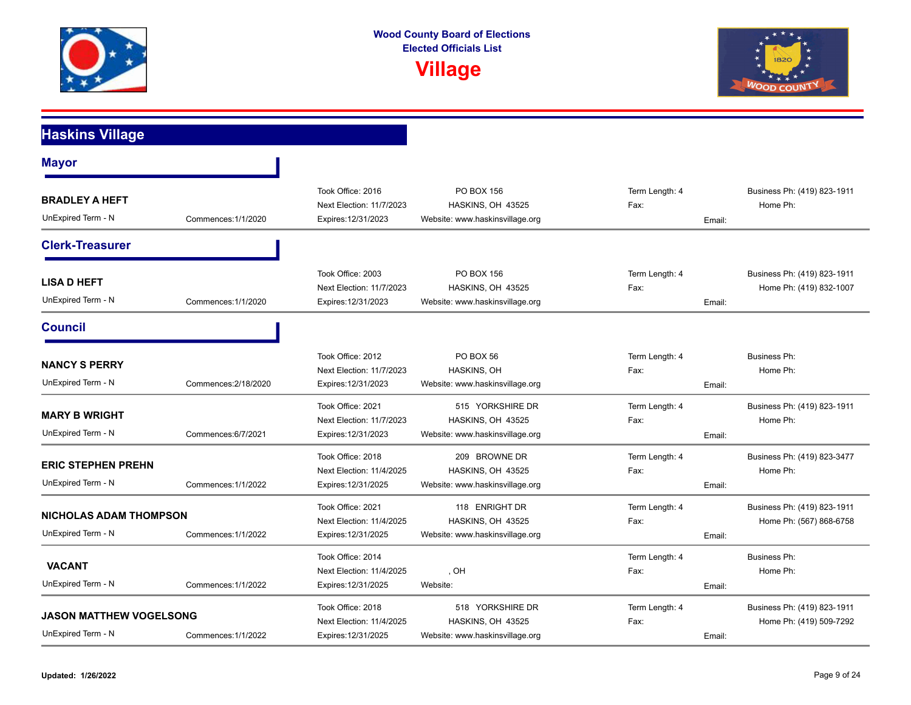# Wood County Board of Elections
## Elected Officials List
## Village

## Haskins Village

### Mayor

**BRADLEY A HEFT**
UnExpired Term - N | Commences:1/1/2020
Took Office: 2016 | Next Election: 11/7/2023 | Expires:12/31/2023
PO BOX 156, HASKINS, OH 43525
Website: www.haskinsvillage.org
Term Length: 4 | Fax: | Email:
Business Ph: (419) 823-1911 | Home Ph:

### Clerk-Treasurer

**LISA D HEFT**
UnExpired Term - N | Commences:1/1/2020
Took Office: 2003 | Next Election: 11/7/2023 | Expires:12/31/2023
PO BOX 156, HASKINS, OH 43525
Website: www.haskinsvillage.org
Term Length: 4 | Fax: | Email:
Business Ph: (419) 823-1911 | Home Ph: (419) 832-1007

### Council

**NANCY S PERRY**
UnExpired Term - N | Commences:2/18/2020
Took Office: 2012 | Next Election: 11/7/2023 | Expires:12/31/2023
PO BOX 56, HASKINS, OH
Website: www.haskinsvillage.org
Term Length: 4 | Fax: | Email:
Business Ph: | Home Ph:

**MARY B WRIGHT**
UnExpired Term - N | Commences:6/7/2021
Took Office: 2021 | Next Election: 11/7/2023 | Expires:12/31/2023
515 YORKSHIRE DR, HASKINS, OH 43525
Website: www.haskinsvillage.org
Term Length: 4 | Fax: | Email:
Business Ph: (419) 823-1911 | Home Ph:

**ERIC STEPHEN PREHN**
UnExpired Term - N | Commences:1/1/2022
Took Office: 2018 | Next Election: 11/4/2025 | Expires:12/31/2025
209 BROWNE DR, HASKINS, OH 43525
Website: www.haskinsvillage.org
Term Length: 4 | Fax: | Email:
Business Ph: (419) 823-3477 | Home Ph:

**NICHOLAS ADAM THOMPSON**
UnExpired Term - N | Commences:1/1/2022
Took Office: 2021 | Next Election: 11/4/2025 | Expires:12/31/2025
118 ENRIGHT DR, HASKINS, OH 43525
Website: www.haskinsvillage.org
Term Length: 4 | Fax: | Email:
Business Ph: (419) 823-1911 | Home Ph: (567) 868-6758

**VACANT**
UnExpired Term - N | Commences:1/1/2022
Took Office: 2014 | Next Election: 11/4/2025 | Expires:12/31/2025
, OH
Website:
Term Length: 4 | Fax: | Email:
Business Ph: | Home Ph:

**JASON MATTHEW VOGELSONG**
UnExpired Term - N | Commences:1/1/2022
Took Office: 2018 | Next Election: 11/4/2025 | Expires:12/31/2025
518 YORKSHIRE DR, HASKINS, OH 43525
Website: www.haskinsvillage.org
Term Length: 4 | Fax: | Email:
Business Ph: (419) 823-1911 | Home Ph: (419) 509-7292

**Updated: 1/26/2022**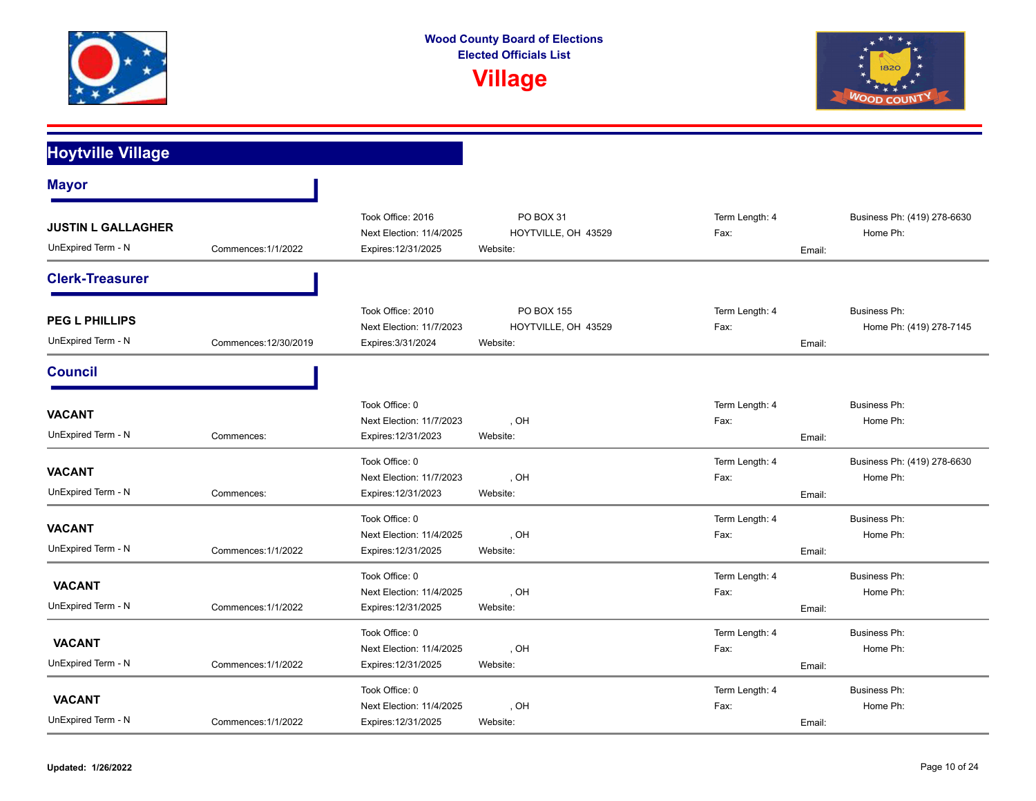# Wood County Board of Elections
## Elected Officials List
# Village

## Hoytville Village

### Mayor

**JUSTIN L GALLAGHER**
UnExpired Term - N | Commences:1/1/2022
Took Office: 2016 | Next Election: 11/4/2025 | Expires:12/31/2025
PO BOX 31
HOYTVILLE, OH 43529
Website:
Term Length: 4 | Fax:
Business Ph: (419) 278-6630 | Home Ph: | Email:

### Clerk-Treasurer

**PEG L PHILLIPS**
UnExpired Term - N | Commences:12/30/2019
Took Office: 2010 | Next Election: 11/7/2023 | Expires:3/31/2024
PO BOX 155
HOYTVILLE, OH 43529
Website:
Term Length: 4 | Fax:
Business Ph: | Home Ph: (419) 278-7145 | Email:

### Council

**VACANT**
UnExpired Term - N | Commences:
Took Office: 0 | Next Election: 11/7/2023 | Expires:12/31/2023
, OH
Website:
Term Length: 4 | Fax:
Business Ph: | Home Ph: | Email:

**VACANT**
UnExpired Term - N | Commences:
Took Office: 0 | Next Election: 11/7/2023 | Expires:12/31/2023
, OH
Website:
Term Length: 4 | Fax:
Business Ph: (419) 278-6630 | Home Ph: | Email:

**VACANT**
UnExpired Term - N | Commences:1/1/2022
Took Office: 0 | Next Election: 11/4/2025 | Expires:12/31/2025
, OH
Website:
Term Length: 4 | Fax:
Business Ph: | Home Ph: | Email:

**VACANT**
UnExpired Term - N | Commences:1/1/2022
Took Office: 0 | Next Election: 11/4/2025 | Expires:12/31/2025
, OH
Website:
Term Length: 4 | Fax:
Business Ph: | Home Ph: | Email:

**VACANT**
UnExpired Term - N | Commences:1/1/2022
Took Office: 0 | Next Election: 11/4/2025 | Expires:12/31/2025
, OH
Website:
Term Length: 4 | Fax:
Business Ph: | Home Ph: | Email:

**VACANT**
UnExpired Term - N | Commences:1/1/2022
Took Office: 0 | Next Election: 11/4/2025 | Expires:12/31/2025
, OH
Website:
Term Length: 4 | Fax:
Business Ph: | Home Ph: | Email:

**Updated: 1/26/2022**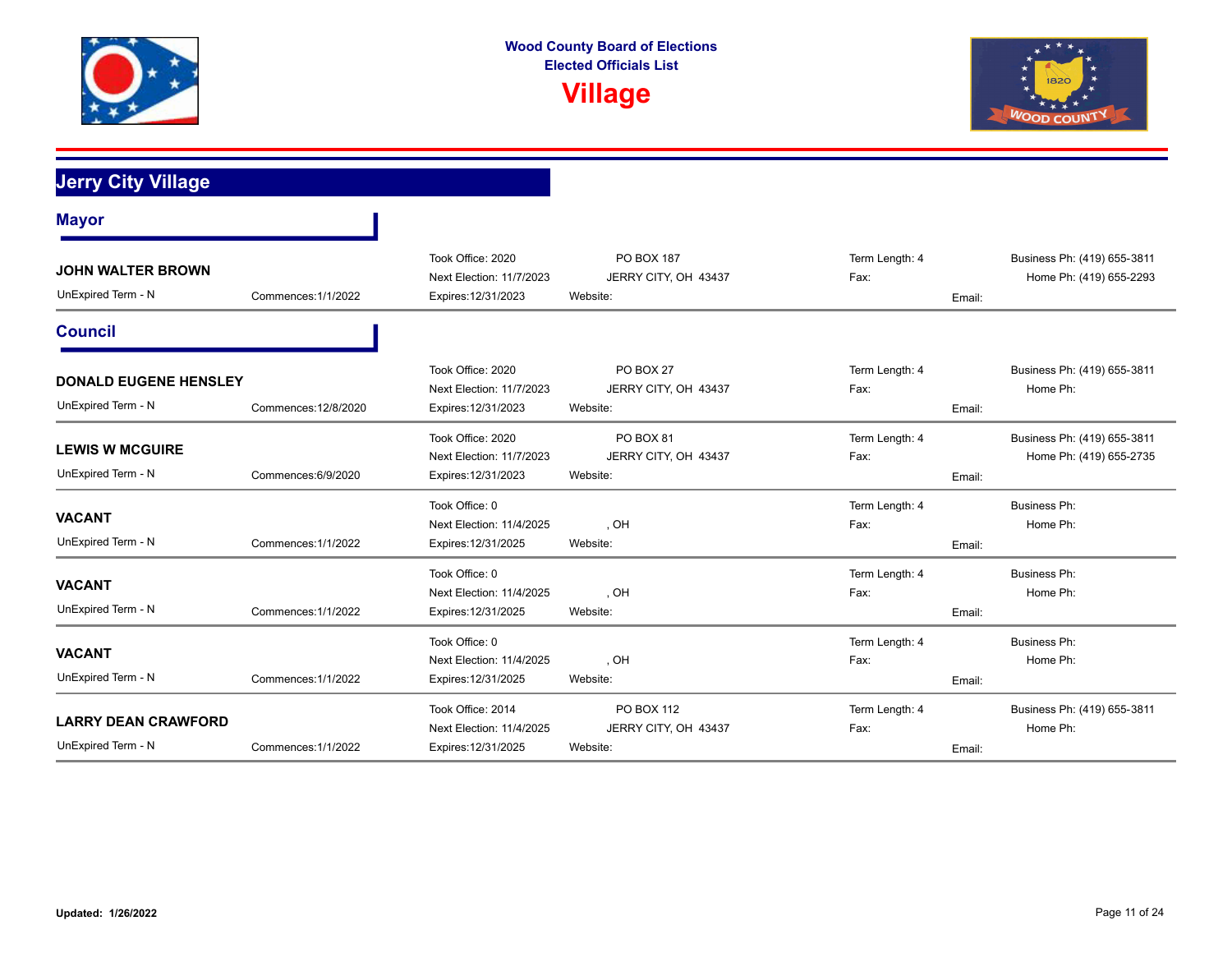Wood County Board of Elections
Elected Officials List

# Village

## Jerry City Village

### Mayor

**JOHN WALTER BROWN**

UnExpired Term - N | Commences:1/1/2022

Took Office: 2020
Next Election: 11/7/2023
Expires:12/31/2023

PO BOX 187
JERRY CITY, OH 43437
Website:

Term Length: 4
Fax:
Email:

Business Ph: (419) 655-3811
Home Ph: (419) 655-2293

### Council

**DONALD EUGENE HENSLEY**

UnExpired Term - N | Commences:12/8/2020

Took Office: 2020
Next Election: 11/7/2023
Expires:12/31/2023

PO BOX 27
JERRY CITY, OH 43437
Website:

Term Length: 4
Fax:
Email:

Business Ph: (419) 655-3811
Home Ph:

---

**LEWIS W MCGUIRE**

UnExpired Term - N | Commences:6/9/2020

Took Office: 2020
Next Election: 11/7/2023
Expires:12/31/2023

PO BOX 81
JERRY CITY, OH 43437
Website:

Term Length: 4
Fax:
Email:

Business Ph: (419) 655-3811
Home Ph: (419) 655-2735

---

**VACANT**

UnExpired Term - N | Commences:1/1/2022

Took Office: 0
Next Election: 11/4/2025
Expires:12/31/2025

, OH
Website:

Term Length: 4
Fax:
Email:

Business Ph:
Home Ph:

---

**VACANT**

UnExpired Term - N | Commences:1/1/2022

Took Office: 0
Next Election: 11/4/2025
Expires:12/31/2025

, OH
Website:

Term Length: 4
Fax:
Email:

Business Ph:
Home Ph:

---

**VACANT**

UnExpired Term - N | Commences:1/1/2022

Took Office: 0
Next Election: 11/4/2025
Expires:12/31/2025

, OH
Website:

Term Length: 4
Fax:
Email:

Business Ph:
Home Ph:

---

**LARRY DEAN CRAWFORD**

UnExpired Term - N | Commences:1/1/2022

Took Office: 2014
Next Election: 11/4/2025
Expires:12/31/2025

PO BOX 112
JERRY CITY, OH 43437
Website:

Term Length: 4
Fax:
Email:

Business Ph: (419) 655-3811
Home Ph:

**Updated: 1/26/2022**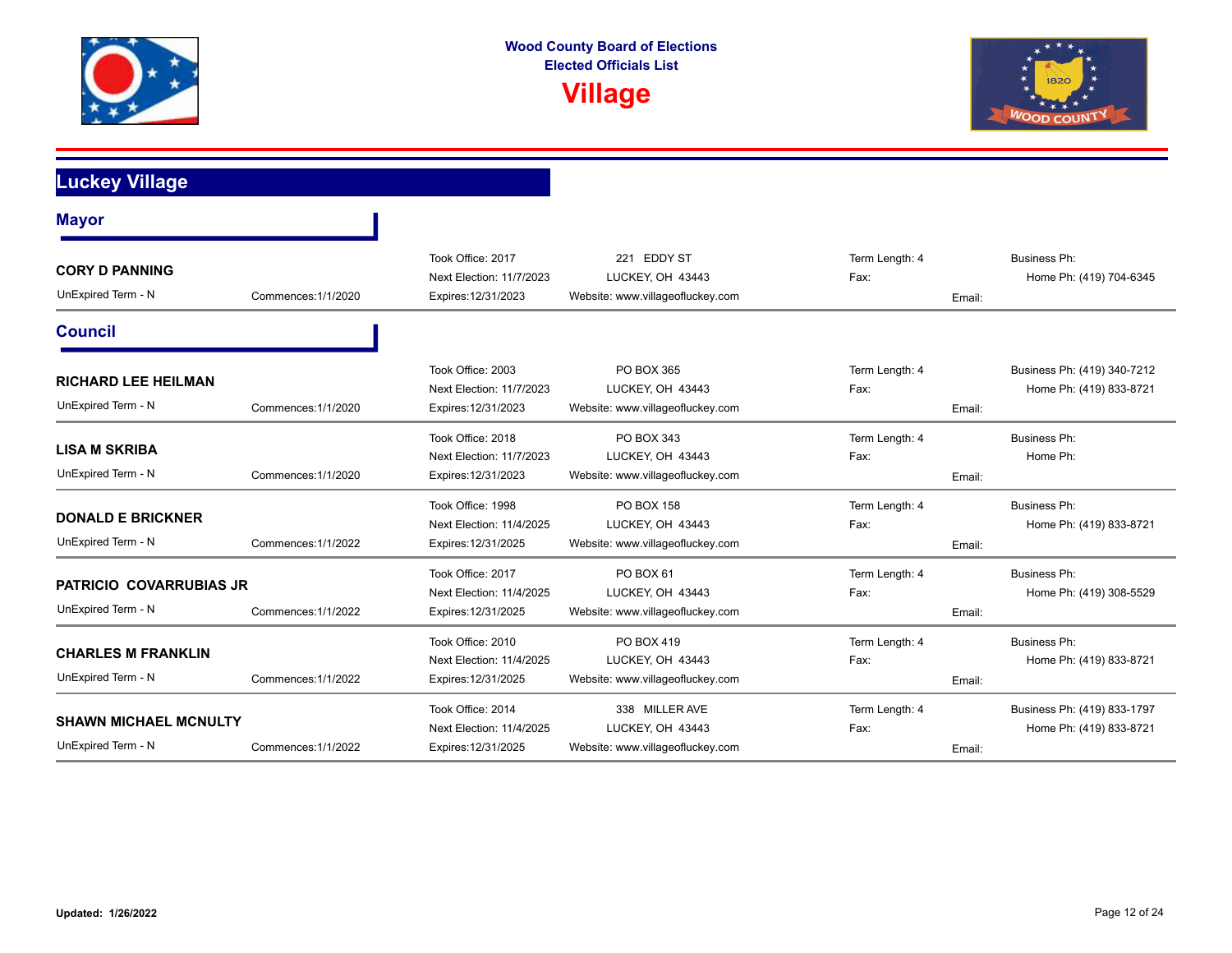# Wood County Board of Elections
## Elected Officials List
## Village

## Luckey Village

### Mayor

**CORY D PANNING**

UnExpired Term - N | Commences:1/1/2020

Took Office: 2017
Next Election: 11/7/2023
Expires:12/31/2023

221 EDDY ST
LUCKEY, OH 43443
Website: www.villageofluckey.com

Term Length: 4
Fax:
Email:

Business Ph:
Home Ph: (419) 704-6345

### Council

**RICHARD LEE HEILMAN**

UnExpired Term - N | Commences:1/1/2020

Took Office: 2003
Next Election: 11/7/2023
Expires:12/31/2023

PO BOX 365
LUCKEY, OH 43443
Website: www.villageofluckey.com

Term Length: 4
Fax:
Email:

Business Ph: (419) 340-7212
Home Ph: (419) 833-8721

---

**LISA M SKRIBA**

UnExpired Term - N | Commences:1/1/2020

Took Office: 2018
Next Election: 11/7/2023
Expires:12/31/2023

PO BOX 343
LUCKEY, OH 43443
Website: www.villageofluckey.com

Term Length: 4
Fax:
Email:

Business Ph:
Home Ph:

---

**DONALD E BRICKNER**

UnExpired Term - N | Commences:1/1/2022

Took Office: 1998
Next Election: 11/4/2025
Expires:12/31/2025

PO BOX 158
LUCKEY, OH 43443
Website: www.villageofluckey.com

Term Length: 4
Fax:
Email:

Business Ph:
Home Ph: (419) 833-8721

---

**PATRICIO COVARRUBIAS JR**

UnExpired Term - N | Commences:1/1/2022

Took Office: 2017
Next Election: 11/4/2025
Expires:12/31/2025

PO BOX 61
LUCKEY, OH 43443
Website: www.villageofluckey.com

Term Length: 4
Fax:
Email:

Business Ph:
Home Ph: (419) 308-5529

---

**CHARLES M FRANKLIN**

UnExpired Term - N | Commences:1/1/2022

Took Office: 2010
Next Election: 11/4/2025
Expires:12/31/2025

PO BOX 419
LUCKEY, OH 43443
Website: www.villageofluckey.com

Term Length: 4
Fax:
Email:

Business Ph:
Home Ph: (419) 833-8721

---

**SHAWN MICHAEL MCNULTY**

UnExpired Term - N | Commences:1/1/2022

Took Office: 2014
Next Election: 11/4/2025
Expires:12/31/2025

338 MILLER AVE
LUCKEY, OH 43443
Website: www.villageofluckey.com

Term Length: 4
Fax:
Email:

Business Ph: (419) 833-1797
Home Ph: (419) 833-8721

**Updated: 1/26/2022**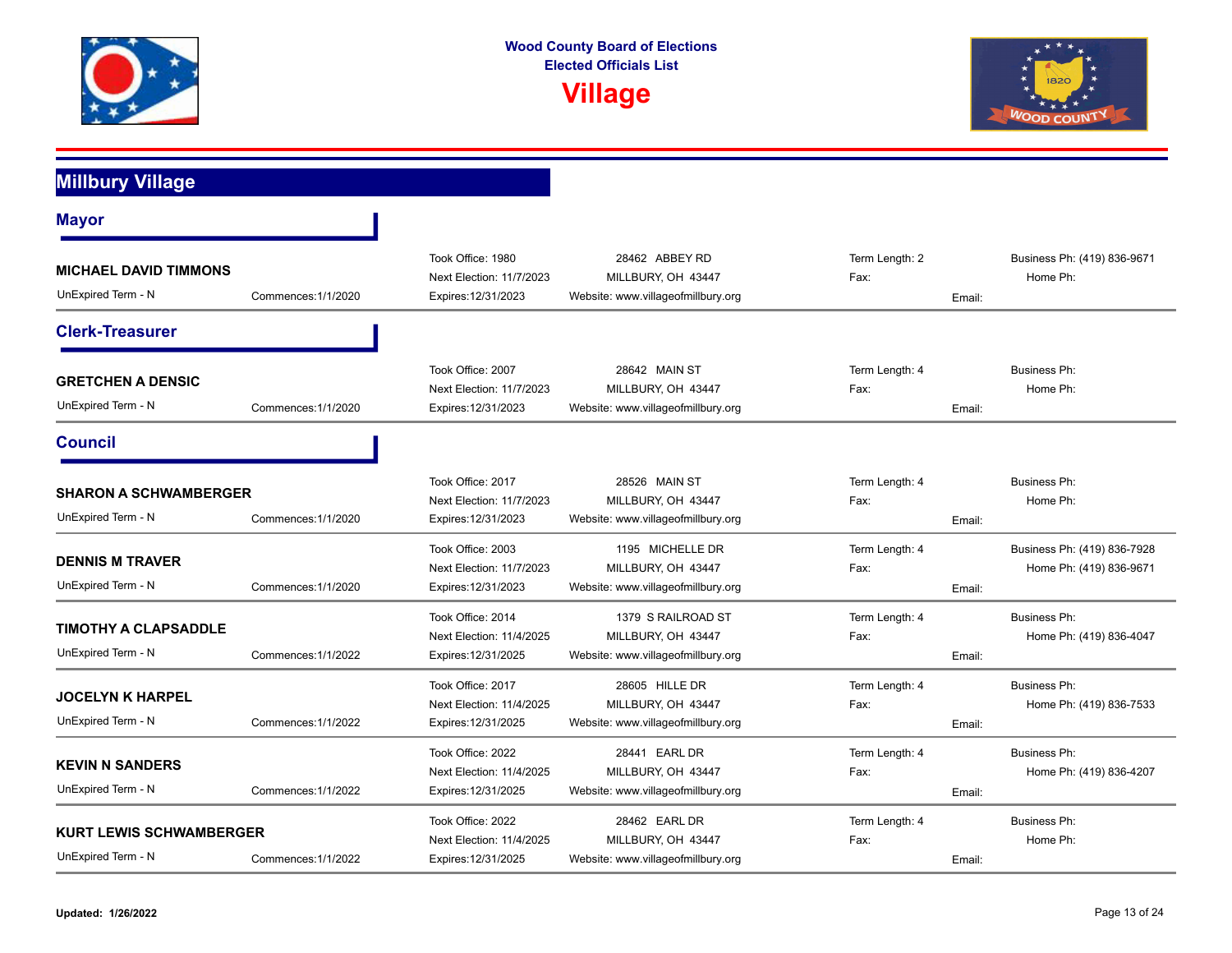Wood County Board of Elections
Elected Officials List

# Village

## Millbury Village

### Mayor

**MICHAEL DAVID TIMMONS**
UnExpired Term - N | Commences:1/1/2020
Took Office: 1980 | Next Election: 11/7/2023 | Expires:12/31/2023
28462 ABBEY RD, MILLBURY, OH 43447
Website: www.villageofmillbury.org
Term Length: 2 | Fax: | Email:
Business Ph: (419) 836-9671 | Home Ph:

### Clerk-Treasurer

**GRETCHEN A DENSIC**
UnExpired Term - N | Commences:1/1/2020
Took Office: 2007 | Next Election: 11/7/2023 | Expires:12/31/2023
28642 MAIN ST, MILLBURY, OH 43447
Website: www.villageofmillbury.org
Term Length: 4 | Fax: | Email:
Business Ph: | Home Ph:

### Council

**SHARON A SCHWAMBERGER**
UnExpired Term - N | Commences:1/1/2020
Took Office: 2017 | Next Election: 11/7/2023 | Expires:12/31/2023
28526 MAIN ST, MILLBURY, OH 43447
Website: www.villageofmillbury.org
Term Length: 4 | Fax: | Email:
Business Ph: | Home Ph:

**DENNIS M TRAVER**
UnExpired Term - N | Commences:1/1/2020
Took Office: 2003 | Next Election: 11/7/2023 | Expires:12/31/2023
1195 MICHELLE DR, MILLBURY, OH 43447
Website: www.villageofmillbury.org
Term Length: 4 | Fax: | Email:
Business Ph: (419) 836-7928 | Home Ph: (419) 836-9671

**TIMOTHY A CLAPSADDLE**
UnExpired Term - N | Commences:1/1/2022
Took Office: 2014 | Next Election: 11/4/2025 | Expires:12/31/2025
1379 S RAILROAD ST, MILLBURY, OH 43447
Website: www.villageofmillbury.org
Term Length: 4 | Fax: | Email:
Business Ph: | Home Ph: (419) 836-4047

**JOCELYN K HARPEL**
UnExpired Term - N | Commences:1/1/2022
Took Office: 2017 | Next Election: 11/4/2025 | Expires:12/31/2025
28605 HILLE DR, MILLBURY, OH 43447
Website: www.villageofmillbury.org
Term Length: 4 | Fax: | Email:
Business Ph: | Home Ph: (419) 836-7533

**KEVIN N SANDERS**
UnExpired Term - N | Commences:1/1/2022
Took Office: 2022 | Next Election: 11/4/2025 | Expires:12/31/2025
28441 EARL DR, MILLBURY, OH 43447
Website: www.villageofmillbury.org
Term Length: 4 | Fax: | Email:
Business Ph: | Home Ph: (419) 836-4207

**KURT LEWIS SCHWAMBERGER**
UnExpired Term - N | Commences:1/1/2022
Took Office: 2022 | Next Election: 11/4/2025 | Expires:12/31/2025
28462 EARL DR, MILLBURY, OH 43447
Website: www.villageofmillbury.org
Term Length: 4 | Fax: | Email:
Business Ph: | Home Ph:

**Updated: 1/26/2022**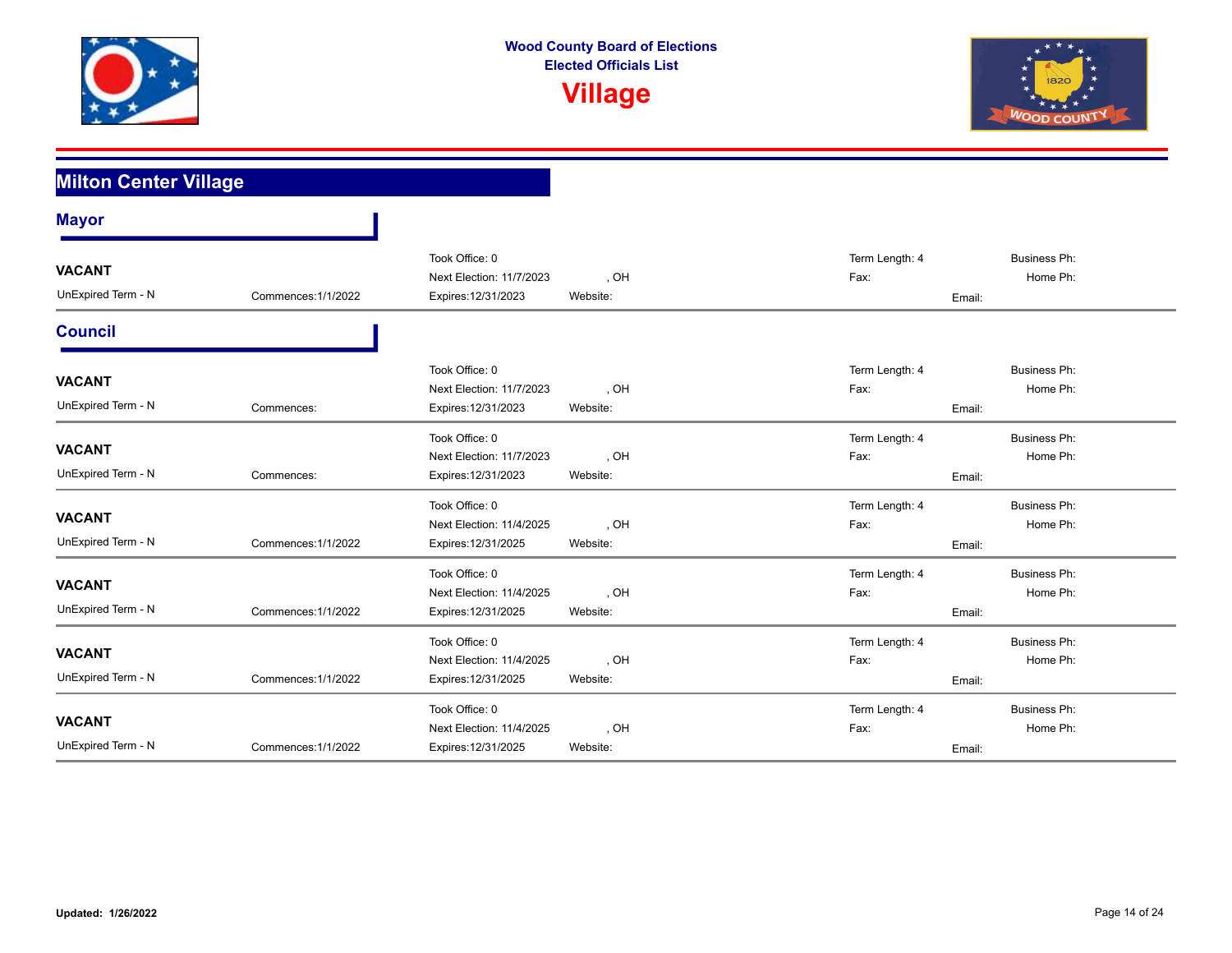# Wood County Board of Elections
## Elected Officials List
# Village

## Milton Center Village

### Mayor

| Name | Term | Commences | Took Office / Election | Location / Website | Term Length / Fax | Phone / Email |
|---|---|---|---|---|---|---|
| **VACANT** | UnExpired Term - N | Commences:1/1/2022 | Took Office: 0<br>Next Election: 11/7/2023<br>Expires:12/31/2023 | , OH<br>Website: | Term Length: 4<br>Fax: | Business Ph:<br>Home Ph:<br>Email: |

### Council

| Name | Term | Commences | Took Office / Election | Location / Website | Term Length / Fax | Phone / Email |
|---|---|---|---|---|---|---|
| **VACANT** | UnExpired Term - N | Commences: | Took Office: 0<br>Next Election: 11/7/2023<br>Expires:12/31/2023 | , OH<br>Website: | Term Length: 4<br>Fax: | Business Ph:<br>Home Ph:<br>Email: |
| **VACANT** | UnExpired Term - N | Commences: | Took Office: 0<br>Next Election: 11/7/2023<br>Expires:12/31/2023 | , OH<br>Website: | Term Length: 4<br>Fax: | Business Ph:<br>Home Ph:<br>Email: |
| **VACANT** | UnExpired Term - N | Commences:1/1/2022 | Took Office: 0<br>Next Election: 11/4/2025<br>Expires:12/31/2025 | , OH<br>Website: | Term Length: 4<br>Fax: | Business Ph:<br>Home Ph:<br>Email: |
| **VACANT** | UnExpired Term - N | Commences:1/1/2022 | Took Office: 0<br>Next Election: 11/4/2025<br>Expires:12/31/2025 | , OH<br>Website: | Term Length: 4<br>Fax: | Business Ph:<br>Home Ph:<br>Email: |
| **VACANT** | UnExpired Term - N | Commences:1/1/2022 | Took Office: 0<br>Next Election: 11/4/2025<br>Expires:12/31/2025 | , OH<br>Website: | Term Length: 4<br>Fax: | Business Ph:<br>Home Ph:<br>Email: |
| **VACANT** | UnExpired Term - N | Commences:1/1/2022 | Took Office: 0<br>Next Election: 11/4/2025<br>Expires:12/31/2025 | , OH<br>Website: | Term Length: 4<br>Fax: | Business Ph:<br>Home Ph:<br>Email: |

**Updated: 1/26/2022**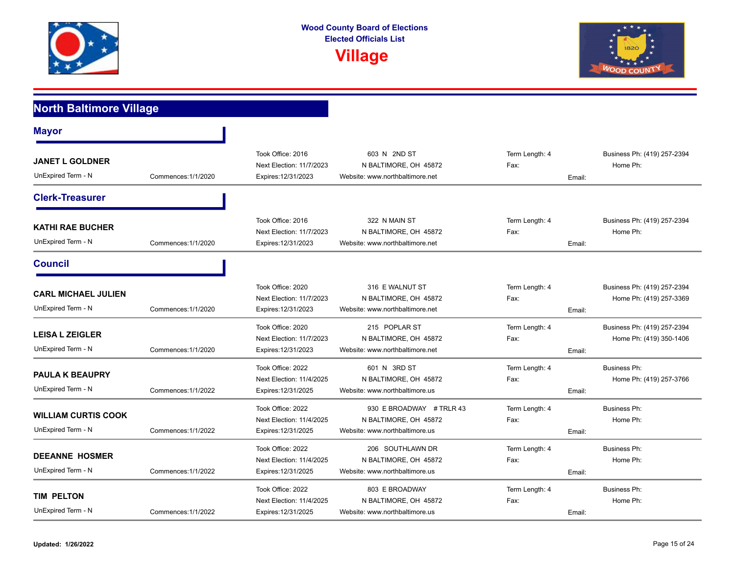# Wood County Board of Elections
## Elected Officials List
# Village

## North Baltimore Village

### Mayor

**JANET L GOLDNER**
UnExpired Term - N | Commences:1/1/2020
Took Office: 2016 | Next Election: 11/7/2023 | Expires:12/31/2023
603 N 2ND ST
N BALTIMORE, OH 45872
Website: www.northbaltimore.net
Term Length: 4 | Fax: | Email:
Business Ph: (419) 257-2394 | Home Ph:

### Clerk-Treasurer

**KATHI RAE BUCHER**
UnExpired Term - N | Commences:1/1/2020
Took Office: 2016 | Next Election: 11/7/2023 | Expires:12/31/2023
322 N MAIN ST
N BALTIMORE, OH 45872
Website: www.northbaltimore.net
Term Length: 4 | Fax: | Email:
Business Ph: (419) 257-2394 | Home Ph:

### Council

**CARL MICHAEL JULIEN**
UnExpired Term - N | Commences:1/1/2020
Took Office: 2020 | Next Election: 11/7/2023 | Expires:12/31/2023
316 E WALNUT ST
N BALTIMORE, OH 45872
Website: www.northbaltimore.net
Term Length: 4 | Fax: | Email:
Business Ph: (419) 257-2394 | Home Ph: (419) 257-3369

**LEISA L ZEIGLER**
UnExpired Term - N | Commences:1/1/2020
Took Office: 2020 | Next Election: 11/7/2023 | Expires:12/31/2023
215 POPLAR ST
N BALTIMORE, OH 45872
Website: www.northbaltimore.net
Term Length: 4 | Fax: | Email:
Business Ph: (419) 257-2394 | Home Ph: (419) 350-1406

**PAULA K BEAUPRY**
UnExpired Term - N | Commences:1/1/2022
Took Office: 2022 | Next Election: 11/4/2025 | Expires:12/31/2025
601 N 3RD ST
N BALTIMORE, OH 45872
Website: www.northbaltimore.us
Term Length: 4 | Fax: | Email:
Business Ph: | Home Ph: (419) 257-3766

**WILLIAM CURTIS COOK**
UnExpired Term - N | Commences:1/1/2022
Took Office: 2022 | Next Election: 11/4/2025 | Expires:12/31/2025
930 E BROADWAY # TRLR 43
N BALTIMORE, OH 45872
Website: www.northbaltimore.us
Term Length: 4 | Fax: | Email:
Business Ph: | Home Ph:

**DEEANNE HOSMER**
UnExpired Term - N | Commences:1/1/2022
Took Office: 2022 | Next Election: 11/4/2025 | Expires:12/31/2025
206 SOUTHLAWN DR
N BALTIMORE, OH 45872
Website: www.northbaltimore.us
Term Length: 4 | Fax: | Email:
Business Ph: | Home Ph:

**TIM PELTON**
UnExpired Term - N | Commences:1/1/2022
Took Office: 2022 | Next Election: 11/4/2025 | Expires:12/31/2025
803 E BROADWAY
N BALTIMORE, OH 45872
Website: www.northbaltimore.us
Term Length: 4 | Fax: | Email:
Business Ph: | Home Ph:

**Updated: 1/26/2022**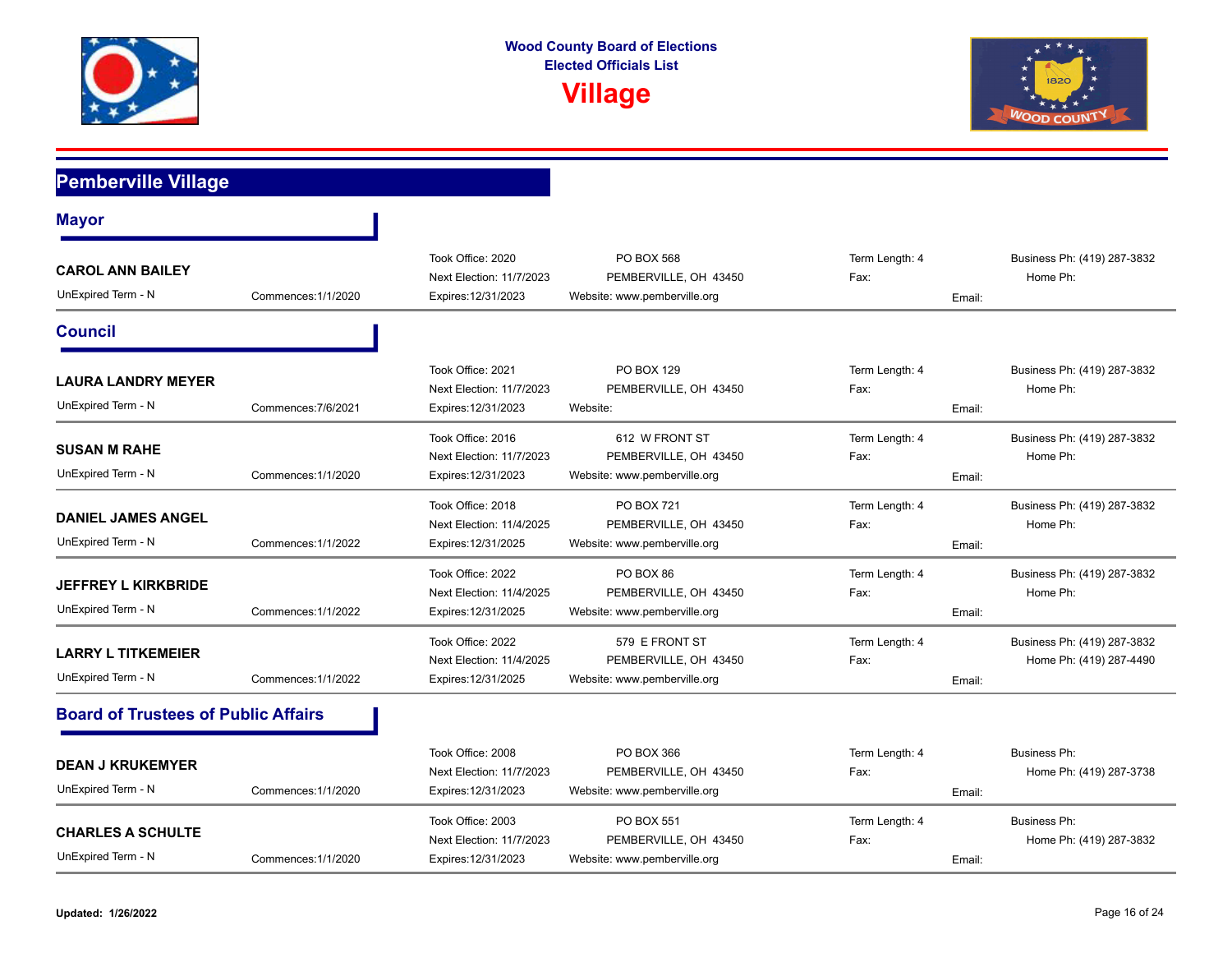# Wood County Board of Elections
## Elected Officials List
# Village

## Pemberville Village

### Mayor

**CAROL ANN BAILEY**
UnExpired Term - N | Commences:1/1/2020
Took Office: 2020 | Next Election: 11/7/2023 | Expires:12/31/2023
PO BOX 568, PEMBERVILLE, OH 43450
Website: www.pemberville.org
Term Length: 4 | Fax:
Business Ph: (419) 287-3832 | Home Ph:
Email:

### Council

**LAURA LANDRY MEYER**
UnExpired Term - N | Commences:7/6/2021
Took Office: 2021 | Next Election: 11/7/2023 | Expires:12/31/2023
PO BOX 129, PEMBERVILLE, OH 43450
Website:
Term Length: 4 | Fax:
Business Ph: (419) 287-3832 | Home Ph:
Email:

**SUSAN M RAHE**
UnExpired Term - N | Commences:1/1/2020
Took Office: 2016 | Next Election: 11/7/2023 | Expires:12/31/2023
612 W FRONT ST, PEMBERVILLE, OH 43450
Website: www.pemberville.org
Term Length: 4 | Fax:
Business Ph: (419) 287-3832 | Home Ph:
Email:

**DANIEL JAMES ANGEL**
UnExpired Term - N | Commences:1/1/2022
Took Office: 2018 | Next Election: 11/4/2025 | Expires:12/31/2025
PO BOX 721, PEMBERVILLE, OH 43450
Website: www.pemberville.org
Term Length: 4 | Fax:
Business Ph: (419) 287-3832 | Home Ph:
Email:

**JEFFREY L KIRKBRIDE**
UnExpired Term - N | Commences:1/1/2022
Took Office: 2022 | Next Election: 11/4/2025 | Expires:12/31/2025
PO BOX 86, PEMBERVILLE, OH 43450
Website: www.pemberville.org
Term Length: 4 | Fax:
Business Ph: (419) 287-3832 | Home Ph:
Email:

**LARRY L TITKEMEIER**
UnExpired Term - N | Commences:1/1/2022
Took Office: 2022 | Next Election: 11/4/2025 | Expires:12/31/2025
579 E FRONT ST, PEMBERVILLE, OH 43450
Website: www.pemberville.org
Term Length: 4 | Fax:
Business Ph: (419) 287-3832 | Home Ph: (419) 287-4490
Email:

### Board of Trustees of Public Affairs

**DEAN J KRUKEMYER**
UnExpired Term - N | Commences:1/1/2020
Took Office: 2008 | Next Election: 11/7/2023 | Expires:12/31/2023
PO BOX 366, PEMBERVILLE, OH 43450
Website: www.pemberville.org
Term Length: 4 | Fax:
Business Ph: | Home Ph: (419) 287-3738
Email:

**CHARLES A SCHULTE**
UnExpired Term - N | Commences:1/1/2020
Took Office: 2003 | Next Election: 11/7/2023 | Expires:12/31/2023
PO BOX 551, PEMBERVILLE, OH 43450
Website: www.pemberville.org
Term Length: 4 | Fax:
Business Ph: | Home Ph: (419) 287-3832
Email:

**Updated: 1/26/2022**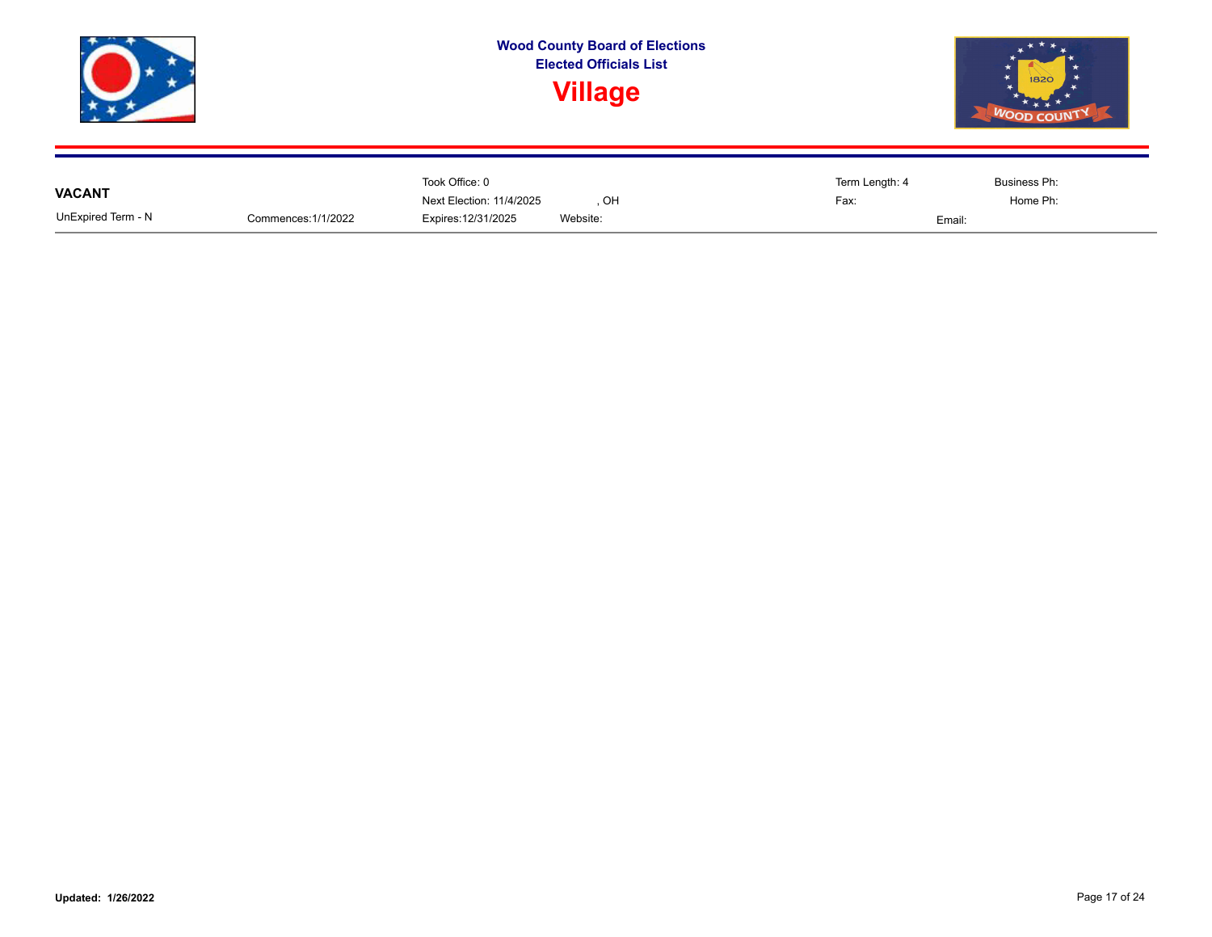# Wood County Board of Elections
## Elected Officials List
# Village

**VACANT**

UnExpired Term - N

Commences:1/1/2022

Took Office: 0

Next Election: 11/4/2025

Expires:12/31/2025

, OH

Website:

Term Length: 4

Fax:

Business Ph:

Home Ph:

Email:

**Updated: 1/26/2022**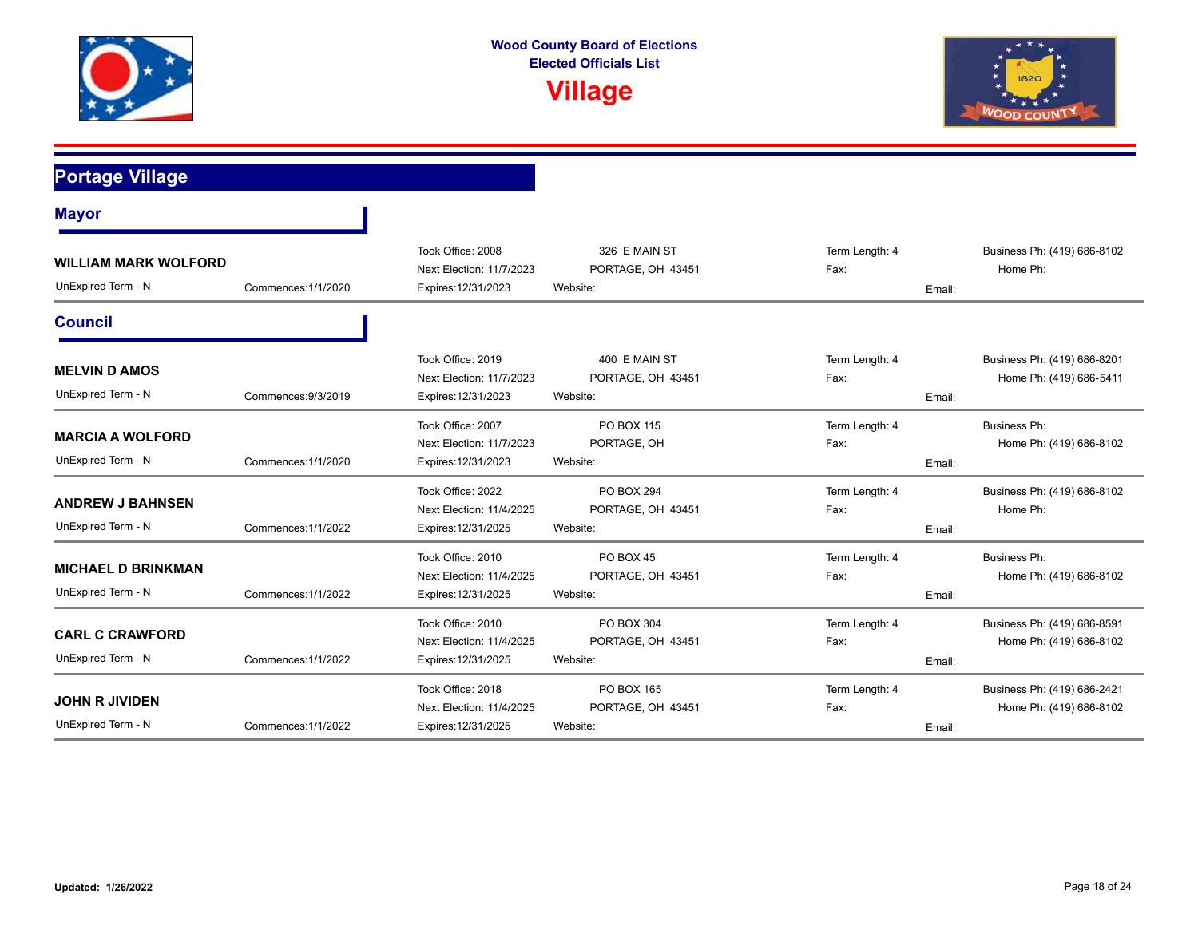**Wood County Board of Elections**
**Elected Officials List**

# Village

## Portage Village

### Mayor

| Name | Term | Office | Address | Term Length | Phone |
|---|---|---|---|---|---|
| **WILLIAM MARK WOLFORD**<br>UnExpired Term - N<br>Commences:1/1/2020 | Took Office: 2008<br>Next Election: 11/7/2023<br>Expires:12/31/2023 | 326 E MAIN ST<br>PORTAGE, OH 43451<br>Website: | Term Length: 4<br>Fax: | Email: | Business Ph: (419) 686-8102<br>Home Ph: |

### Council

| Name | Term | Office | Address | Term Length | Phone |
|---|---|---|---|---|---|
| **MELVIN D AMOS**<br>UnExpired Term - N<br>Commences:9/3/2019 | Took Office: 2019<br>Next Election: 11/7/2023<br>Expires:12/31/2023 | 400 E MAIN ST<br>PORTAGE, OH 43451<br>Website: | Term Length: 4<br>Fax: | Email: | Business Ph: (419) 686-8201<br>Home Ph: (419) 686-5411 |
| **MARCIA A WOLFORD**<br>UnExpired Term - N<br>Commences:1/1/2020 | Took Office: 2007<br>Next Election: 11/7/2023<br>Expires:12/31/2023 | PO BOX 115<br>PORTAGE, OH<br>Website: | Term Length: 4<br>Fax: | Email: | Business Ph:<br>Home Ph: (419) 686-8102 |
| **ANDREW J BAHNSEN**<br>UnExpired Term - N<br>Commences:1/1/2022 | Took Office: 2022<br>Next Election: 11/4/2025<br>Expires:12/31/2025 | PO BOX 294<br>PORTAGE, OH 43451<br>Website: | Term Length: 4<br>Fax: | Email: | Business Ph: (419) 686-8102<br>Home Ph: |
| **MICHAEL D BRINKMAN**<br>UnExpired Term - N<br>Commences:1/1/2022 | Took Office: 2010<br>Next Election: 11/4/2025<br>Expires:12/31/2025 | PO BOX 45<br>PORTAGE, OH 43451<br>Website: | Term Length: 4<br>Fax: | Email: | Business Ph:<br>Home Ph: (419) 686-8102 |
| **CARL C CRAWFORD**<br>UnExpired Term - N<br>Commences:1/1/2022 | Took Office: 2010<br>Next Election: 11/4/2025<br>Expires:12/31/2025 | PO BOX 304<br>PORTAGE, OH 43451<br>Website: | Term Length: 4<br>Fax: | Email: | Business Ph: (419) 686-8591<br>Home Ph: (419) 686-8102 |
| **JOHN R JIVIDEN**<br>UnExpired Term - N<br>Commences:1/1/2022 | Took Office: 2018<br>Next Election: 11/4/2025<br>Expires:12/31/2025 | PO BOX 165<br>PORTAGE, OH 43451<br>Website: | Term Length: 4<br>Fax: | Email: | Business Ph: (419) 686-2421<br>Home Ph: (419) 686-8102 |

**Updated: 1/26/2022**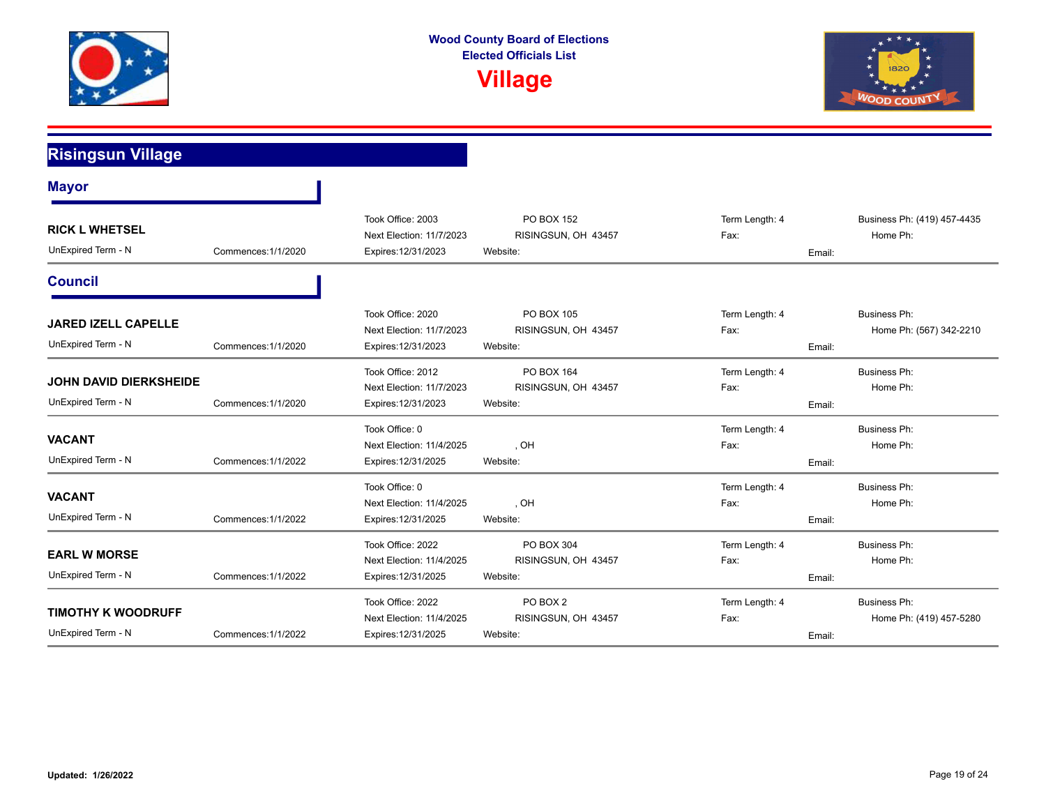Wood County Board of Elections
Elected Officials List

# Village

## Risingsun Village

### Mayor

**RICK L WHETSEL**
UnExpired Term - N | Commences:1/1/2020
Took Office: 2003 | Next Election: 11/7/2023 | Expires:12/31/2023
PO BOX 152, RISINGSUN, OH 43457
Website:
Term Length: 4
Fax:
Email:
Business Ph: (419) 457-4435
Home Ph:

### Council

**JARED IZELL CAPELLE**
UnExpired Term - N | Commences:1/1/2020
Took Office: 2020 | Next Election: 11/7/2023 | Expires:12/31/2023
PO BOX 105, RISINGSUN, OH 43457
Website:
Term Length: 4
Fax:
Email:
Business Ph:
Home Ph: (567) 342-2210

**JOHN DAVID DIERKSHEIDE**
UnExpired Term - N | Commences:1/1/2020
Took Office: 2012 | Next Election: 11/7/2023 | Expires:12/31/2023
PO BOX 164, RISINGSUN, OH 43457
Website:
Term Length: 4
Fax:
Email:
Business Ph:
Home Ph:

**VACANT**
UnExpired Term - N | Commences:1/1/2022
Took Office: 0 | Next Election: 11/4/2025 | Expires:12/31/2025
, OH
Website:
Term Length: 4
Fax:
Email:
Business Ph:
Home Ph:

**VACANT**
UnExpired Term - N | Commences:1/1/2022
Took Office: 0 | Next Election: 11/4/2025 | Expires:12/31/2025
, OH
Website:
Term Length: 4
Fax:
Email:
Business Ph:
Home Ph:

**EARL W MORSE**
UnExpired Term - N | Commences:1/1/2022
Took Office: 2022 | Next Election: 11/4/2025 | Expires:12/31/2025
PO BOX 304, RISINGSUN, OH 43457
Website:
Term Length: 4
Fax:
Email:
Business Ph:
Home Ph:

**TIMOTHY K WOODRUFF**
UnExpired Term - N | Commences:1/1/2022
Took Office: 2022 | Next Election: 11/4/2025 | Expires:12/31/2025
PO BOX 2, RISINGSUN, OH 43457
Website:
Term Length: 4
Fax:
Email:
Business Ph:
Home Ph: (419) 457-5280

**Updated: 1/26/2022**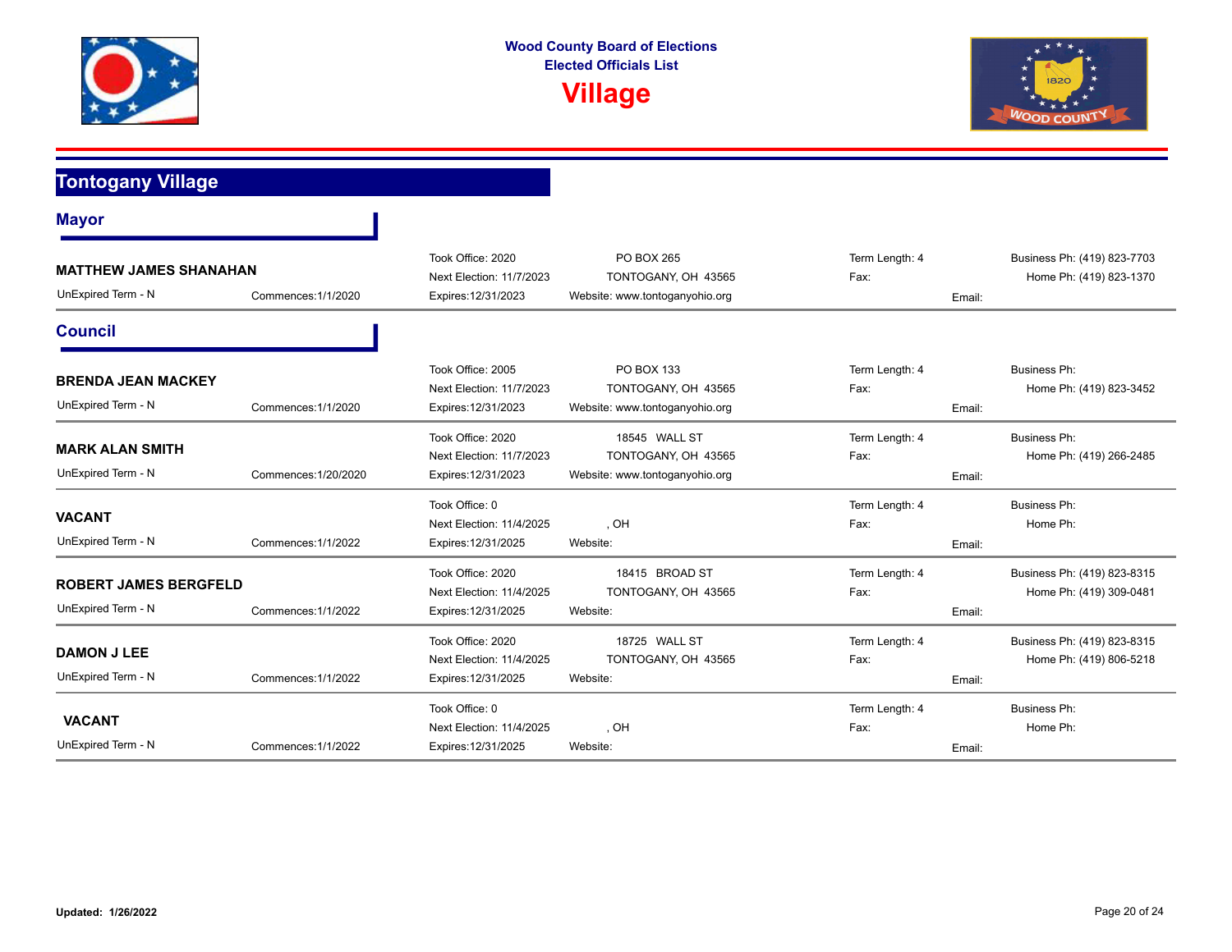Wood County Board of Elections
Elected Officials List

# Village

## Tontogany Village

### Mayor

**MATTHEW JAMES SHANAHAN**
UnExpired Term - N | Commences:1/1/2020
Took Office: 2020 | Next Election: 11/7/2023 | Expires:12/31/2023
PO BOX 265
TONTOGANY, OH 43565
Website: www.tontoganyohio.org
Term Length: 4 | Fax:
Business Ph: (419) 823-7703 | Home Ph: (419) 823-1370
Email:

### Council

**BRENDA JEAN MACKEY**
UnExpired Term - N | Commences:1/1/2020
Took Office: 2005 | Next Election: 11/7/2023 | Expires:12/31/2023
PO BOX 133
TONTOGANY, OH 43565
Website: www.tontoganyohio.org
Term Length: 4 | Fax:
Business Ph: | Home Ph: (419) 823-3452
Email:

**MARK ALAN SMITH**
UnExpired Term - N | Commences:1/20/2020
Took Office: 2020 | Next Election: 11/7/2023 | Expires:12/31/2023
18545 WALL ST
TONTOGANY, OH 43565
Website: www.tontoganyohio.org
Term Length: 4 | Fax:
Business Ph: | Home Ph: (419) 266-2485
Email:

**VACANT**
UnExpired Term - N | Commences:1/1/2022
Took Office: 0 | Next Election: 11/4/2025 | Expires:12/31/2025
, OH
Website:
Term Length: 4 | Fax:
Business Ph: | Home Ph:
Email:

**ROBERT JAMES BERGFELD**
UnExpired Term - N | Commences:1/1/2022
Took Office: 2020 | Next Election: 11/4/2025 | Expires:12/31/2025
18415 BROAD ST
TONTOGANY, OH 43565
Website:
Term Length: 4 | Fax:
Business Ph: (419) 823-8315 | Home Ph: (419) 309-0481
Email:

**DAMON J LEE**
UnExpired Term - N | Commences:1/1/2022
Took Office: 2020 | Next Election: 11/4/2025 | Expires:12/31/2025
18725 WALL ST
TONTOGANY, OH 43565
Website:
Term Length: 4 | Fax:
Business Ph: (419) 823-8315 | Home Ph: (419) 806-5218
Email:

**VACANT**
UnExpired Term - N | Commences:1/1/2022
Took Office: 0 | Next Election: 11/4/2025 | Expires:12/31/2025
, OH
Website:
Term Length: 4 | Fax:
Business Ph: | Home Ph:
Email:

**Updated: 1/26/2022**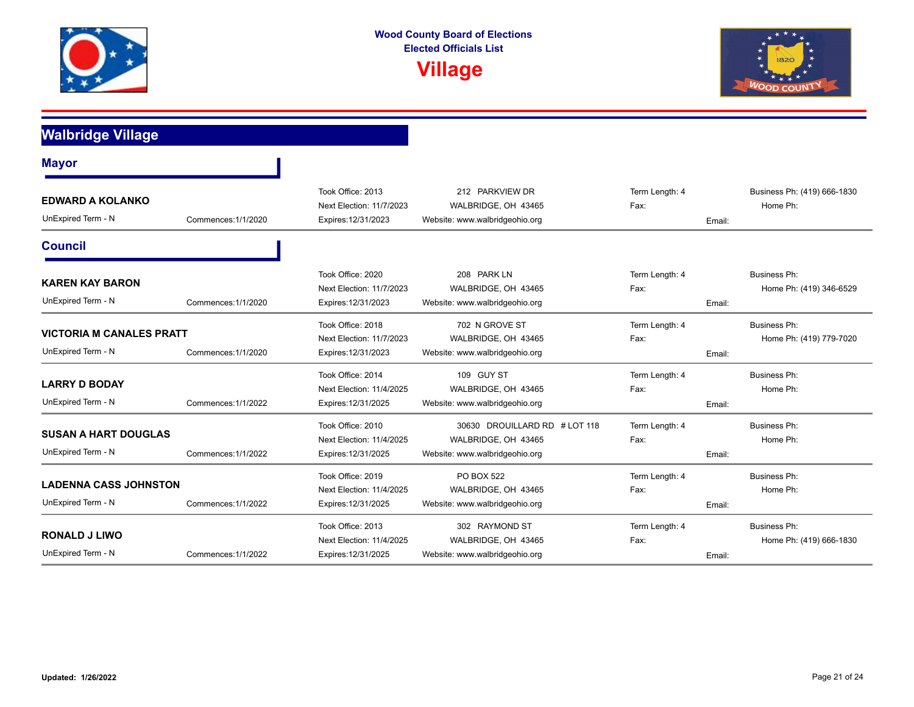Wood County Board of Elections
Elected Officials List

# Village

## Walbridge Village

### Mayor

**EDWARD A KOLANKO**
UnExpired Term - N | Commences:1/1/2020
Took Office: 2013 | Next Election: 11/7/2023 | Expires:12/31/2023
212 PARKVIEW DR, WALBRIDGE, OH 43465
Website: www.walbridgeohio.org
Term Length: 4 | Fax: | Email:
Business Ph: (419) 666-1830 | Home Ph:

### Council

**KAREN KAY BARON**
UnExpired Term - N | Commences:1/1/2020
Took Office: 2020 | Next Election: 11/7/2023 | Expires:12/31/2023
208 PARK LN, WALBRIDGE, OH 43465
Website: www.walbridgeohio.org
Term Length: 4 | Fax: | Email:
Business Ph: | Home Ph: (419) 346-6529

**VICTORIA M CANALES PRATT**
UnExpired Term - N | Commences:1/1/2020
Took Office: 2018 | Next Election: 11/7/2023 | Expires:12/31/2023
702 N GROVE ST, WALBRIDGE, OH 43465
Website: www.walbridgeohio.org
Term Length: 4 | Fax: | Email:
Business Ph: | Home Ph: (419) 779-7020

**LARRY D BODAY**
UnExpired Term - N | Commences:1/1/2022
Took Office: 2014 | Next Election: 11/4/2025 | Expires:12/31/2025
109 GUY ST, WALBRIDGE, OH 43465
Website: www.walbridgeohio.org
Term Length: 4 | Fax: | Email:
Business Ph: | Home Ph:

**SUSAN A HART DOUGLAS**
UnExpired Term - N | Commences:1/1/2022
Took Office: 2010 | Next Election: 11/4/2025 | Expires:12/31/2025
30630 DROUILLARD RD # LOT 118, WALBRIDGE, OH 43465
Website: www.walbridgeohio.org
Term Length: 4 | Fax: | Email:
Business Ph: | Home Ph:

**LADENNA CASS JOHNSTON**
UnExpired Term - N | Commences:1/1/2022
Took Office: 2019 | Next Election: 11/4/2025 | Expires:12/31/2025
PO BOX 522, WALBRIDGE, OH 43465
Website: www.walbridgeohio.org
Term Length: 4 | Fax: | Email:
Business Ph: | Home Ph:

**RONALD J LIWO**
UnExpired Term - N | Commences:1/1/2022
Took Office: 2013 | Next Election: 11/4/2025 | Expires:12/31/2025
302 RAYMOND ST, WALBRIDGE, OH 43465
Website: www.walbridgeohio.org
Term Length: 4 | Fax: | Email:
Business Ph: | Home Ph: (419) 666-1830

**Updated: 1/26/2022**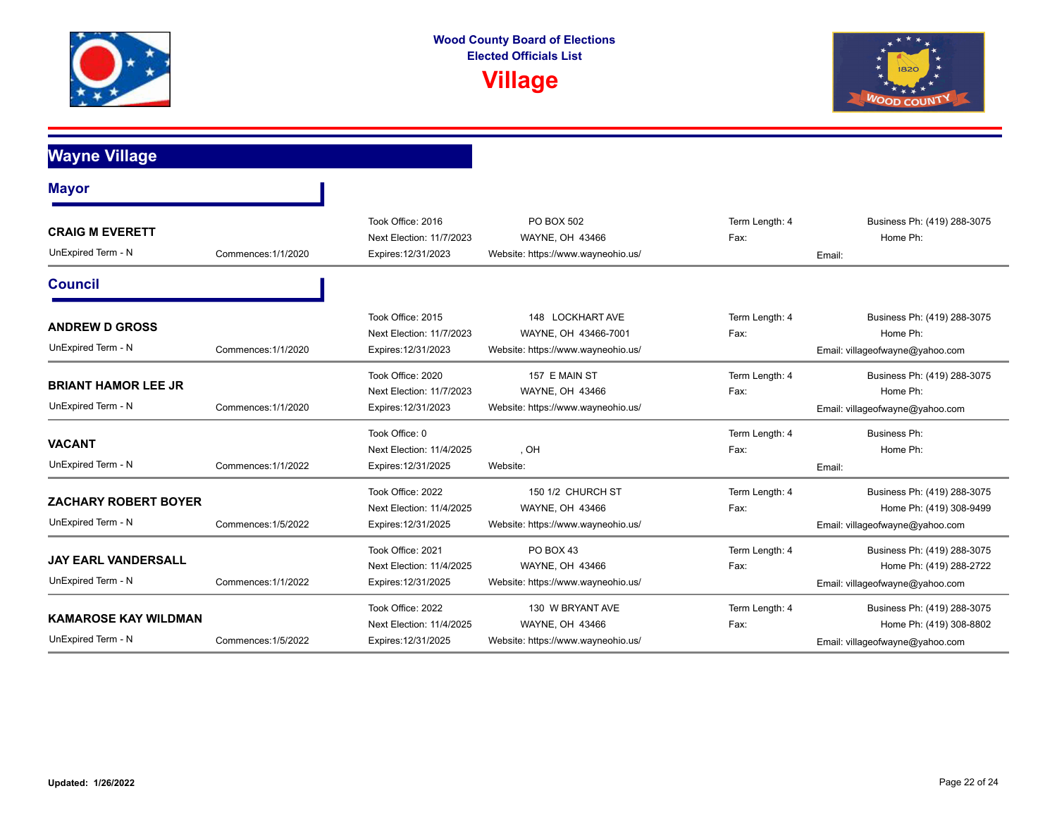**Wood County Board of Elections**
**Elected Officials List**

# Village

## Wayne Village

### Mayor

| Name | Term | Office | Address | Term Length / Fax | Contact |
|---|---|---|---|---|---|
| **CRAIG M EVERETT**<br>UnExpired Term - N | Commences:1/1/2020 | Took Office: 2016<br>Next Election: 11/7/2023<br>Expires:12/31/2023 | PO BOX 502<br>WAYNE, OH 43466<br>Website: https://www.wayneohio.us/ | Term Length: 4<br>Fax: | Business Ph: (419) 288-3075<br>Home Ph:<br>Email: |

### Council

| Name | Term | Office | Address | Term Length / Fax | Contact |
|---|---|---|---|---|---|
| **ANDREW D GROSS**<br>UnExpired Term - N | Commences:1/1/2020 | Took Office: 2015<br>Next Election: 11/7/2023<br>Expires:12/31/2023 | 148 LOCKHART AVE<br>WAYNE, OH 43466-7001<br>Website: https://www.wayneohio.us/ | Term Length: 4<br>Fax: | Business Ph: (419) 288-3075<br>Home Ph:<br>Email: villageofwayne@yahoo.com |
| **BRIANT HAMOR LEE JR**<br>UnExpired Term - N | Commences:1/1/2020 | Took Office: 2020<br>Next Election: 11/7/2023<br>Expires:12/31/2023 | 157 E MAIN ST<br>WAYNE, OH 43466<br>Website: https://www.wayneohio.us/ | Term Length: 4<br>Fax: | Business Ph: (419) 288-3075<br>Home Ph:<br>Email: villageofwayne@yahoo.com |
| **VACANT**<br>UnExpired Term - N | Commences:1/1/2022 | Took Office: 0<br>Next Election: 11/4/2025<br>Expires:12/31/2025 | , OH<br>Website: | Term Length: 4<br>Fax: | Business Ph:<br>Home Ph:<br>Email: |
| **ZACHARY ROBERT BOYER**<br>UnExpired Term - N | Commences:1/5/2022 | Took Office: 2022<br>Next Election: 11/4/2025<br>Expires:12/31/2025 | 150 1/2 CHURCH ST<br>WAYNE, OH 43466<br>Website: https://www.wayneohio.us/ | Term Length: 4<br>Fax: | Business Ph: (419) 288-3075<br>Home Ph: (419) 308-9499<br>Email: villageofwayne@yahoo.com |
| **JAY EARL VANDERSALL**<br>UnExpired Term - N | Commences:1/1/2022 | Took Office: 2021<br>Next Election: 11/4/2025<br>Expires:12/31/2025 | PO BOX 43<br>WAYNE, OH 43466<br>Website: https://www.wayneohio.us/ | Term Length: 4<br>Fax: | Business Ph: (419) 288-3075<br>Home Ph: (419) 288-2722<br>Email: villageofwayne@yahoo.com |
| **KAMAROSE KAY WILDMAN**<br>UnExpired Term - N | Commences:1/5/2022 | Took Office: 2022<br>Next Election: 11/4/2025<br>Expires:12/31/2025 | 130 W BRYANT AVE<br>WAYNE, OH 43466<br>Website: https://www.wayneohio.us/ | Term Length: 4<br>Fax: | Business Ph: (419) 288-3075<br>Home Ph: (419) 308-8802<br>Email: villageofwayne@yahoo.com |

**Updated: 1/26/2022**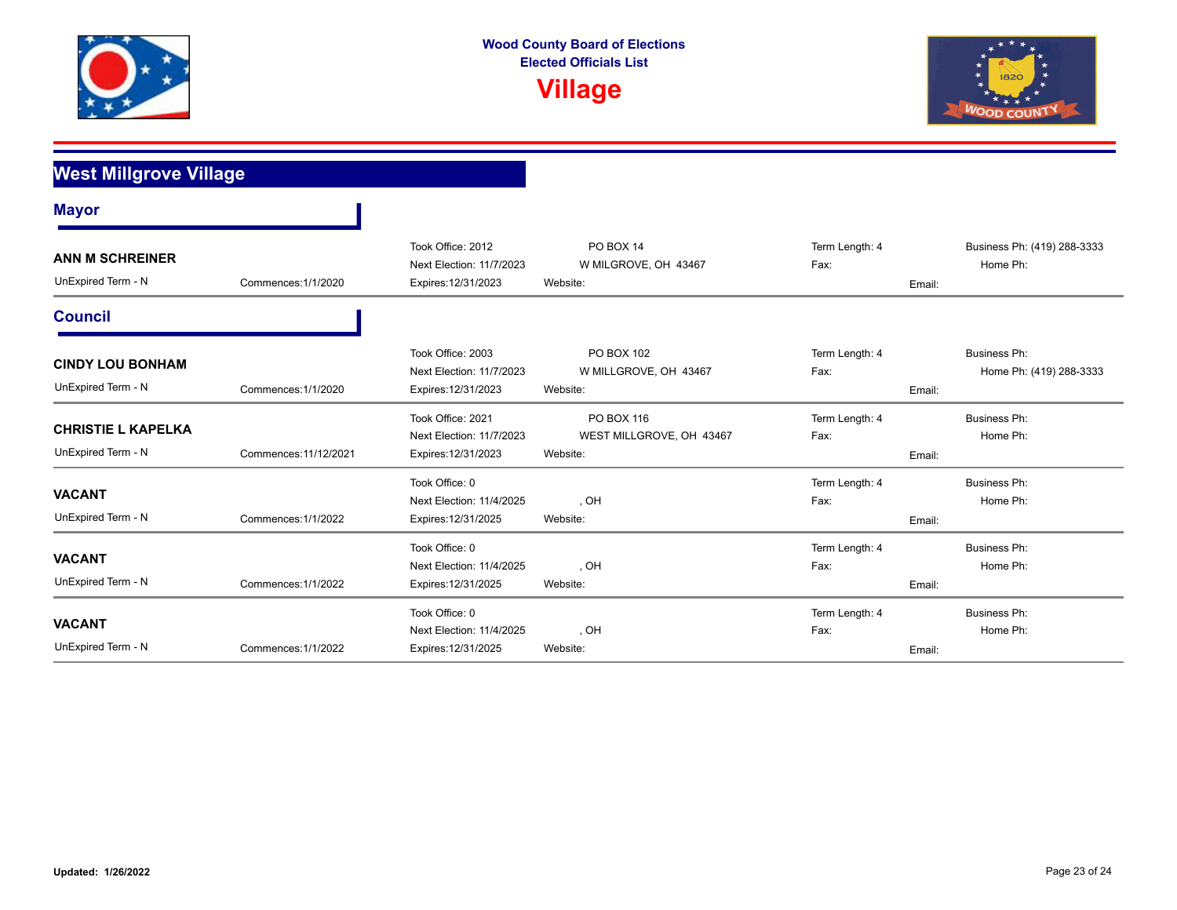# Wood County Board of Elections
## Elected Officials List
# Village

## West Millgrove Village

### Mayor

**ANN M SCHREINER**
UnExpired Term - N | Commences:1/1/2020
Took Office: 2012
Next Election: 11/7/2023
Expires:12/31/2023
PO BOX 14
W MILGROVE, OH 43467
Website:
Term Length: 4
Fax:
Email:
Business Ph: (419) 288-3333
Home Ph:

### Council

**CINDY LOU BONHAM**
UnExpired Term - N | Commences:1/1/2020
Took Office: 2003
Next Election: 11/7/2023
Expires:12/31/2023
PO BOX 102
W MILLGROVE, OH 43467
Website:
Term Length: 4
Fax:
Email:
Business Ph:
Home Ph: (419) 288-3333

**CHRISTIE L KAPELKA**
UnExpired Term - N | Commences:11/12/2021
Took Office: 2021
Next Election: 11/7/2023
Expires:12/31/2023
PO BOX 116
WEST MILLGROVE, OH 43467
Website:
Term Length: 4
Fax:
Email:
Business Ph:
Home Ph:

**VACANT**
UnExpired Term - N | Commences:1/1/2022
Took Office: 0
Next Election: 11/4/2025
Expires:12/31/2025
, OH
Website:
Term Length: 4
Fax:
Email:
Business Ph:
Home Ph:

**VACANT**
UnExpired Term - N | Commences:1/1/2022
Took Office: 0
Next Election: 11/4/2025
Expires:12/31/2025
, OH
Website:
Term Length: 4
Fax:
Email:
Business Ph:
Home Ph:

**VACANT**
UnExpired Term - N | Commences:1/1/2022
Took Office: 0
Next Election: 11/4/2025
Expires:12/31/2025
, OH
Website:
Term Length: 4
Fax:
Email:
Business Ph:
Home Ph:

**Updated: 1/26/2022**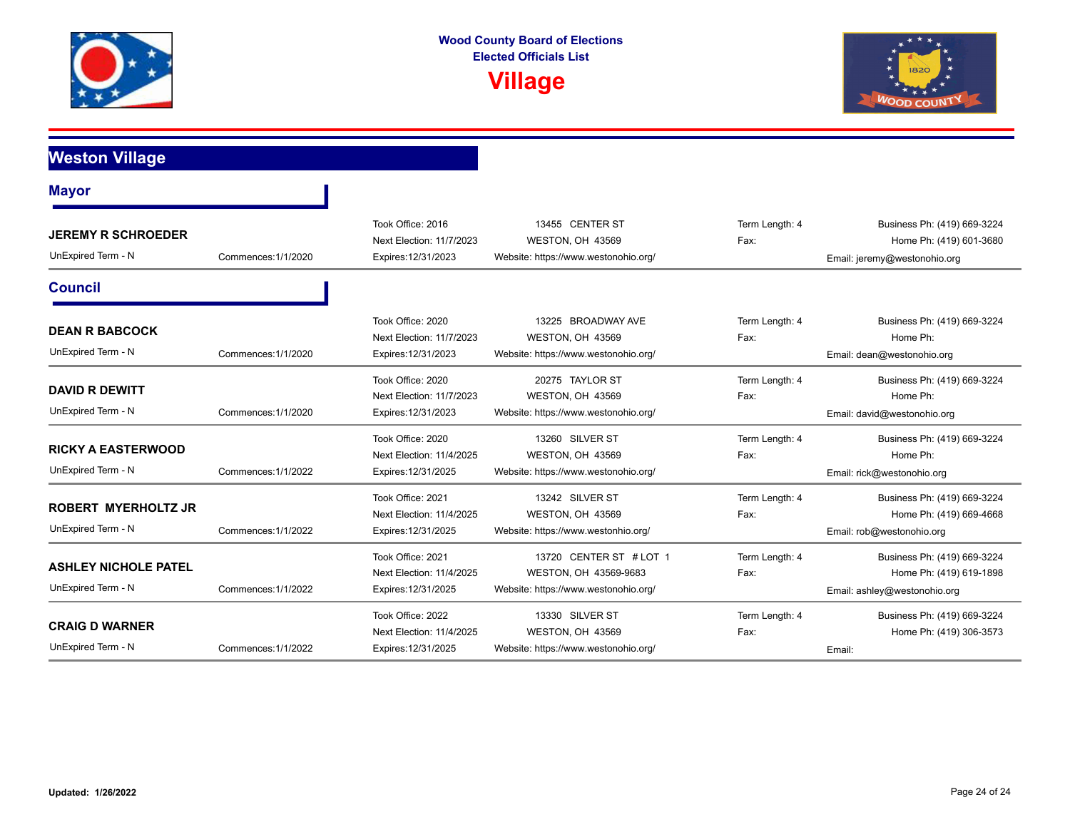Wood County Board of Elections
Elected Officials List

# Village

## Weston Village

### Mayor

**JEREMY R SCHROEDER**
UnExpired Term - N
Commences:1/1/2020
Took Office: 2016
Next Election: 11/7/2023
Expires:12/31/2023
13455 CENTER ST
WESTON, OH 43569
Website: https://www.westonohio.org/
Term Length: 4
Fax:
Business Ph: (419) 669-3224
Home Ph: (419) 601-3680
Email: jeremy@westonohio.org

### Council

**DEAN R BABCOCK**
UnExpired Term - N
Commences:1/1/2020
Took Office: 2020
Next Election: 11/7/2023
Expires:12/31/2023
13225 BROADWAY AVE
WESTON, OH 43569
Website: https://www.westonohio.org/
Term Length: 4
Fax:
Business Ph: (419) 669-3224
Home Ph:
Email: dean@westonohio.org

**DAVID R DEWITT**
UnExpired Term - N
Commences:1/1/2020
Took Office: 2020
Next Election: 11/7/2023
Expires:12/31/2023
20275 TAYLOR ST
WESTON, OH 43569
Website: https://www.westonohio.org/
Term Length: 4
Fax:
Business Ph: (419) 669-3224
Home Ph:
Email: david@westonohio.org

**RICKY A EASTERWOOD**
UnExpired Term - N
Commences:1/1/2022
Took Office: 2020
Next Election: 11/4/2025
Expires:12/31/2025
13260 SILVER ST
WESTON, OH 43569
Website: https://www.westonohio.org/
Term Length: 4
Fax:
Business Ph: (419) 669-3224
Home Ph:
Email: rick@westonohio.org

**ROBERT MYERHOLTZ JR**
UnExpired Term - N
Commences:1/1/2022
Took Office: 2021
Next Election: 11/4/2025
Expires:12/31/2025
13242 SILVER ST
WESTON, OH 43569
Website: https://www.westonhio.org/
Term Length: 4
Fax:
Business Ph: (419) 669-3224
Home Ph: (419) 669-4668
Email: rob@westonohio.org

**ASHLEY NICHOLE PATEL**
UnExpired Term - N
Commences:1/1/2022
Took Office: 2021
Next Election: 11/4/2025
Expires:12/31/2025
13720 CENTER ST # LOT 1
WESTON, OH 43569-9683
Website: https://www.westonohio.org/
Term Length: 4
Fax:
Business Ph: (419) 669-3224
Home Ph: (419) 619-1898
Email: ashley@westonohio.org

**CRAIG D WARNER**
UnExpired Term - N
Commences:1/1/2022
Took Office: 2022
Next Election: 11/4/2025
Expires:12/31/2025
13330 SILVER ST
WESTON, OH 43569
Website: https://www.westonohio.org/
Term Length: 4
Fax:
Business Ph: (419) 669-3224
Home Ph: (419) 306-3573
Email:

Updated: 1/26/2022